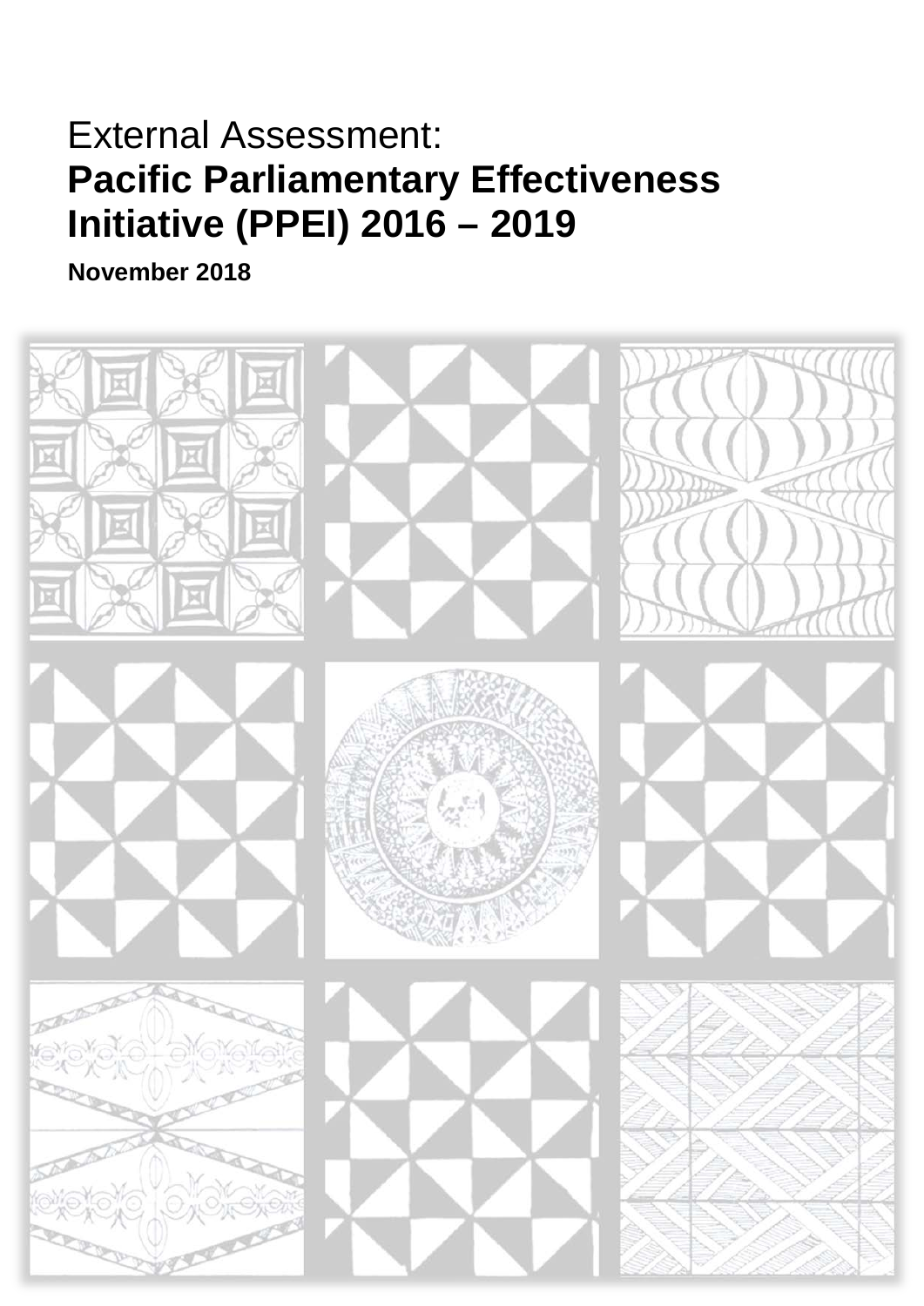External Assessment:

# Pacific Parliamentary Effectiveness Initiative (PPEI) 2016 – 2019

**November 2018**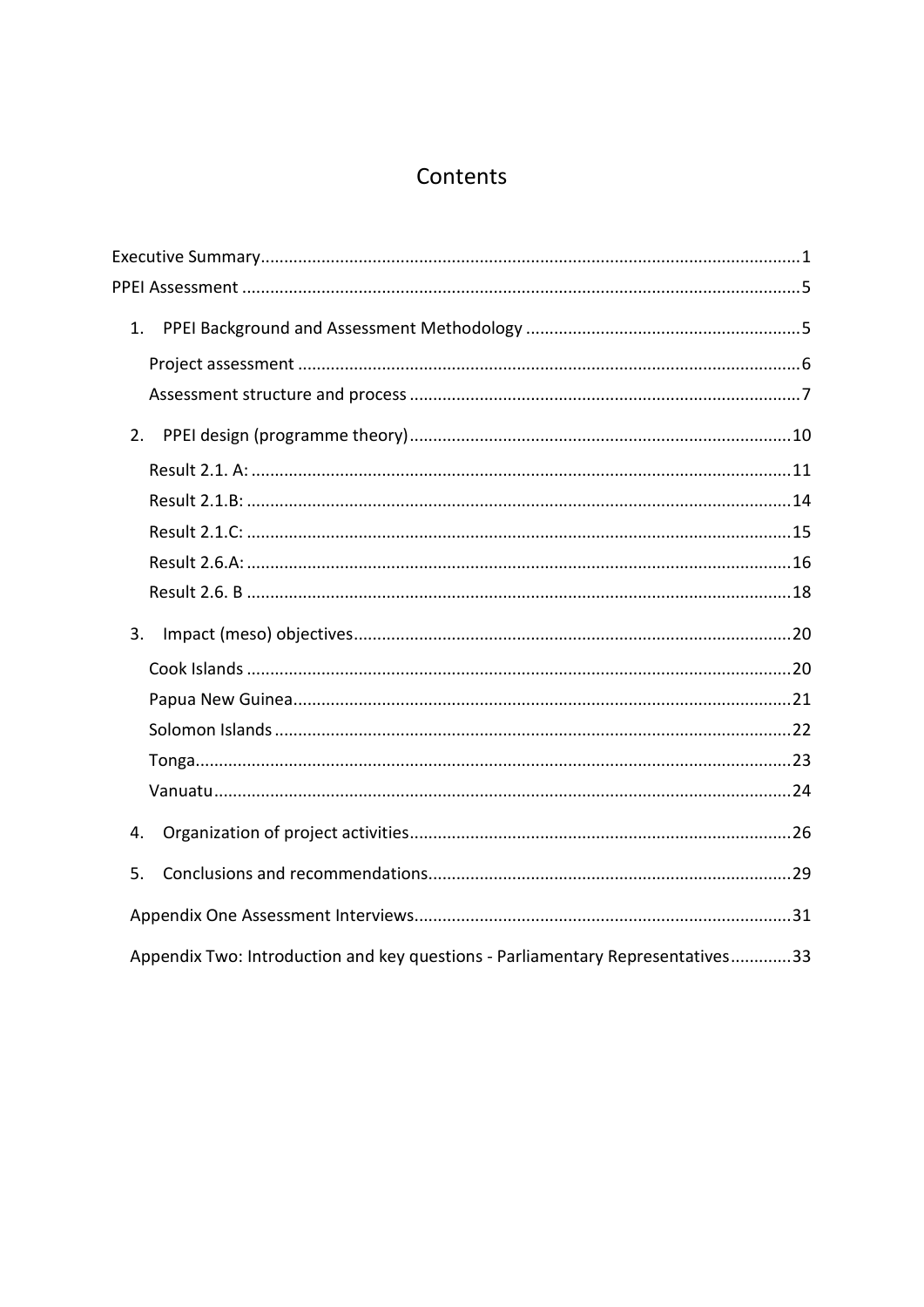# Contents

Executive Summary.....1

PPEI Assessment.....5

1. PPEI Background and Assessment Methodology.....5
   - Project assessment.....6
   - Assessment structure and process.....7
2. PPEI design (programme theory).....10
   - Result 2.1. A:.....11
   - Result 2.1.B:.....14
   - Result 2.1.C:.....15
   - Result 2.6.A:.....16
   - Result 2.6. B.....18
3. Impact (meso) objectives.....20
   - Cook Islands.....20
   - Papua New Guinea.....21
   - Solomon Islands.....22
   - Tonga.....23
   - Vanuatu.....24
4. Organization of project activities.....26
5. Conclusions and recommendations.....29

Appendix One Assessment Interviews.....31

Appendix Two: Introduction and key questions - Parliamentary Representatives.....33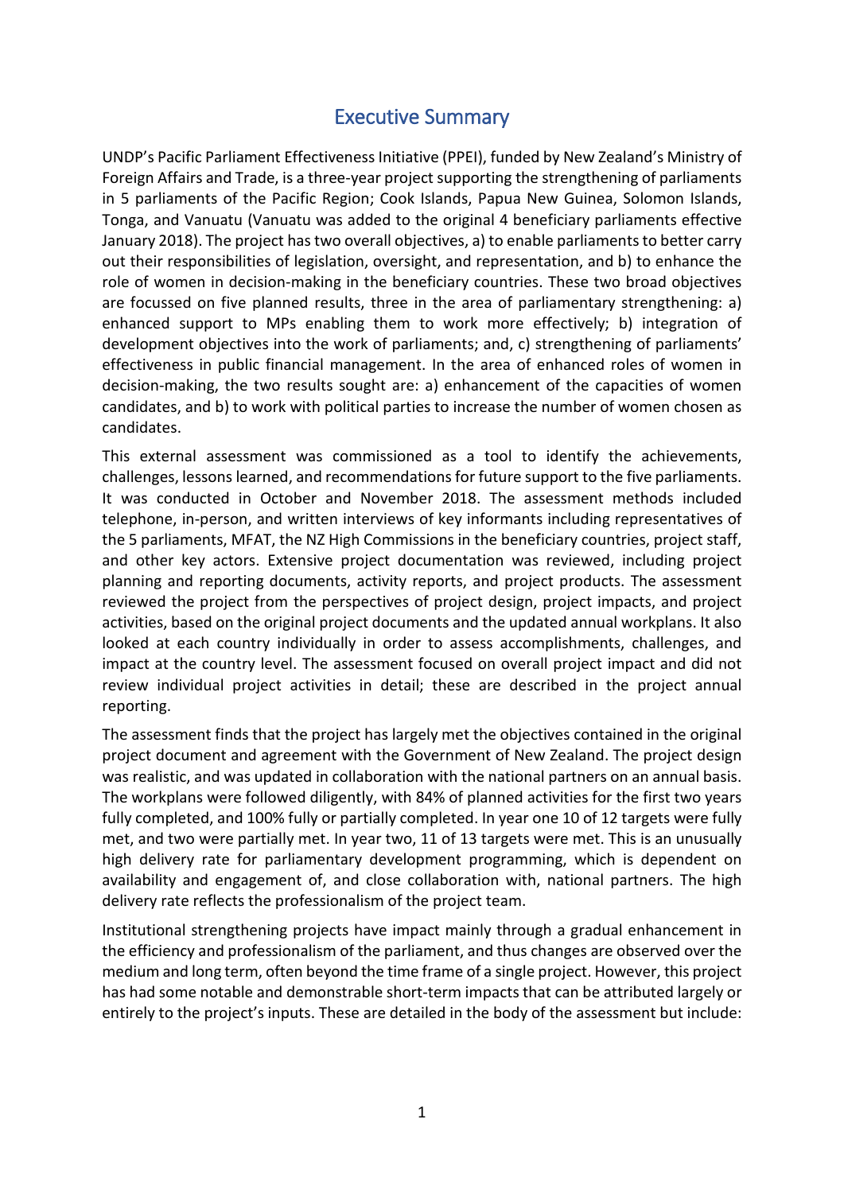# Executive Summary

UNDP's Pacific Parliament Effectiveness Initiative (PPEI), funded by New Zealand's Ministry of Foreign Affairs and Trade, is a three-year project supporting the strengthening of parliaments in 5 parliaments of the Pacific Region; Cook Islands, Papua New Guinea, Solomon Islands, Tonga, and Vanuatu (Vanuatu was added to the original 4 beneficiary parliaments effective January 2018). The project has two overall objectives, a) to enable parliaments to better carry out their responsibilities of legislation, oversight, and representation, and b) to enhance the role of women in decision-making in the beneficiary countries. These two broad objectives are focussed on five planned results, three in the area of parliamentary strengthening: a) enhanced support to MPs enabling them to work more effectively; b) integration of development objectives into the work of parliaments; and, c) strengthening of parliaments' effectiveness in public financial management. In the area of enhanced roles of women in decision-making, the two results sought are: a) enhancement of the capacities of women candidates, and b) to work with political parties to increase the number of women chosen as candidates.

This external assessment was commissioned as a tool to identify the achievements, challenges, lessons learned, and recommendations for future support to the five parliaments. It was conducted in October and November 2018. The assessment methods included telephone, in-person, and written interviews of key informants including representatives of the 5 parliaments, MFAT, the NZ High Commissions in the beneficiary countries, project staff, and other key actors. Extensive project documentation was reviewed, including project planning and reporting documents, activity reports, and project products. The assessment reviewed the project from the perspectives of project design, project impacts, and project activities, based on the original project documents and the updated annual workplans. It also looked at each country individually in order to assess accomplishments, challenges, and impact at the country level. The assessment focused on overall project impact and did not review individual project activities in detail; these are described in the project annual reporting.

The assessment finds that the project has largely met the objectives contained in the original project document and agreement with the Government of New Zealand. The project design was realistic, and was updated in collaboration with the national partners on an annual basis. The workplans were followed diligently, with 84% of planned activities for the first two years fully completed, and 100% fully or partially completed. In year one 10 of 12 targets were fully met, and two were partially met. In year two, 11 of 13 targets were met. This is an unusually high delivery rate for parliamentary development programming, which is dependent on availability and engagement of, and close collaboration with, national partners. The high delivery rate reflects the professionalism of the project team.

Institutional strengthening projects have impact mainly through a gradual enhancement in the efficiency and professionalism of the parliament, and thus changes are observed over the medium and long term, often beyond the time frame of a single project. However, this project has had some notable and demonstrable short-term impacts that can be attributed largely or entirely to the project's inputs. These are detailed in the body of the assessment but include: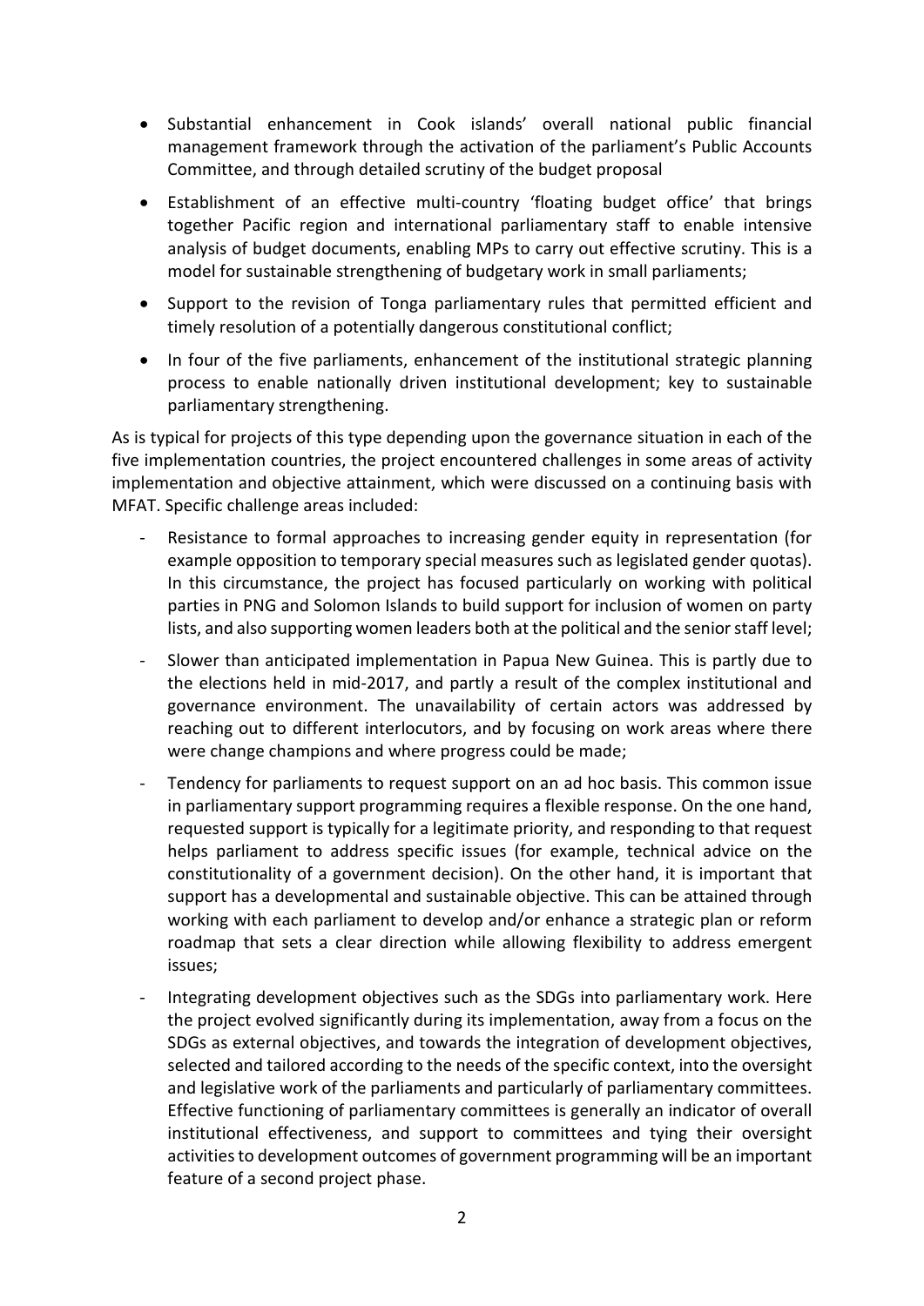- Substantial enhancement in Cook islands' overall national public financial management framework through the activation of the parliament's Public Accounts Committee, and through detailed scrutiny of the budget proposal
- Establishment of an effective multi-country 'floating budget office' that brings together Pacific region and international parliamentary staff to enable intensive analysis of budget documents, enabling MPs to carry out effective scrutiny. This is a model for sustainable strengthening of budgetary work in small parliaments;
- Support to the revision of Tonga parliamentary rules that permitted efficient and timely resolution of a potentially dangerous constitutional conflict;
- In four of the five parliaments, enhancement of the institutional strategic planning process to enable nationally driven institutional development; key to sustainable parliamentary strengthening.

As is typical for projects of this type depending upon the governance situation in each of the five implementation countries, the project encountered challenges in some areas of activity implementation and objective attainment, which were discussed on a continuing basis with MFAT. Specific challenge areas included:

- Resistance to formal approaches to increasing gender equity in representation (for example opposition to temporary special measures such as legislated gender quotas). In this circumstance, the project has focused particularly on working with political parties in PNG and Solomon Islands to build support for inclusion of women on party lists, and also supporting women leaders both at the political and the senior staff level;
- Slower than anticipated implementation in Papua New Guinea. This is partly due to the elections held in mid-2017, and partly a result of the complex institutional and governance environment. The unavailability of certain actors was addressed by reaching out to different interlocutors, and by focusing on work areas where there were change champions and where progress could be made;
- Tendency for parliaments to request support on an ad hoc basis. This common issue in parliamentary support programming requires a flexible response. On the one hand, requested support is typically for a legitimate priority, and responding to that request helps parliament to address specific issues (for example, technical advice on the constitutionality of a government decision). On the other hand, it is important that support has a developmental and sustainable objective. This can be attained through working with each parliament to develop and/or enhance a strategic plan or reform roadmap that sets a clear direction while allowing flexibility to address emergent issues;
- Integrating development objectives such as the SDGs into parliamentary work. Here the project evolved significantly during its implementation, away from a focus on the SDGs as external objectives, and towards the integration of development objectives, selected and tailored according to the needs of the specific context, into the oversight and legislative work of the parliaments and particularly of parliamentary committees. Effective functioning of parliamentary committees is generally an indicator of overall institutional effectiveness, and support to committees and tying their oversight activities to development outcomes of government programming will be an important feature of a second project phase.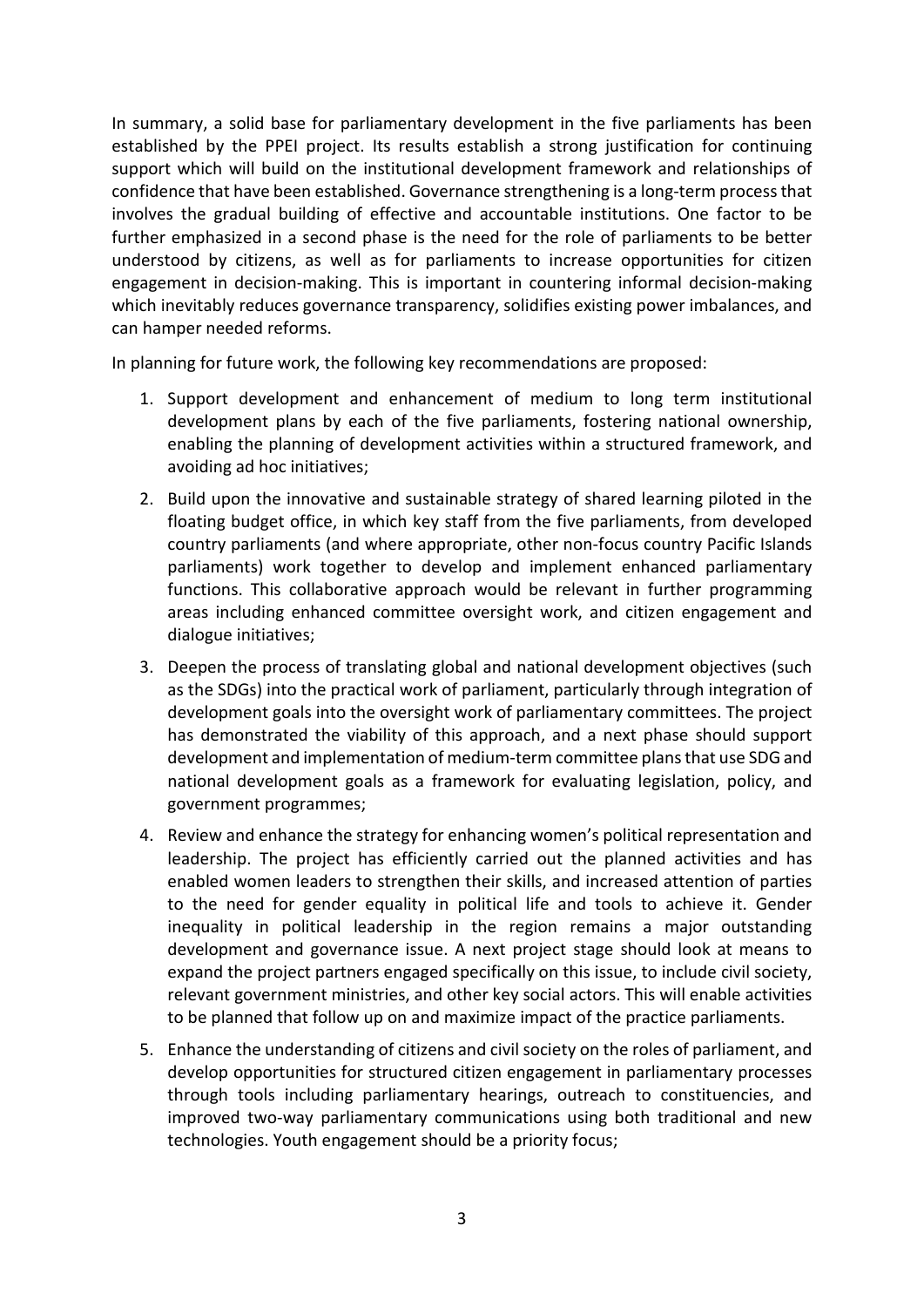In summary, a solid base for parliamentary development in the five parliaments has been established by the PPEI project. Its results establish a strong justification for continuing support which will build on the institutional development framework and relationships of confidence that have been established. Governance strengthening is a long-term process that involves the gradual building of effective and accountable institutions. One factor to be further emphasized in a second phase is the need for the role of parliaments to be better understood by citizens, as well as for parliaments to increase opportunities for citizen engagement in decision-making. This is important in countering informal decision-making which inevitably reduces governance transparency, solidifies existing power imbalances, and can hamper needed reforms.

In planning for future work, the following key recommendations are proposed:

1. Support development and enhancement of medium to long term institutional development plans by each of the five parliaments, fostering national ownership, enabling the planning of development activities within a structured framework, and avoiding ad hoc initiatives;
2. Build upon the innovative and sustainable strategy of shared learning piloted in the floating budget office, in which key staff from the five parliaments, from developed country parliaments (and where appropriate, other non-focus country Pacific Islands parliaments) work together to develop and implement enhanced parliamentary functions. This collaborative approach would be relevant in further programming areas including enhanced committee oversight work, and citizen engagement and dialogue initiatives;
3. Deepen the process of translating global and national development objectives (such as the SDGs) into the practical work of parliament, particularly through integration of development goals into the oversight work of parliamentary committees. The project has demonstrated the viability of this approach, and a next phase should support development and implementation of medium-term committee plans that use SDG and national development goals as a framework for evaluating legislation, policy, and government programmes;
4. Review and enhance the strategy for enhancing women's political representation and leadership. The project has efficiently carried out the planned activities and has enabled women leaders to strengthen their skills, and increased attention of parties to the need for gender equality in political life and tools to achieve it. Gender inequality in political leadership in the region remains a major outstanding development and governance issue. A next project stage should look at means to expand the project partners engaged specifically on this issue, to include civil society, relevant government ministries, and other key social actors. This will enable activities to be planned that follow up on and maximize impact of the practice parliaments.
5. Enhance the understanding of citizens and civil society on the roles of parliament, and develop opportunities for structured citizen engagement in parliamentary processes through tools including parliamentary hearings, outreach to constituencies, and improved two-way parliamentary communications using both traditional and new technologies. Youth engagement should be a priority focus;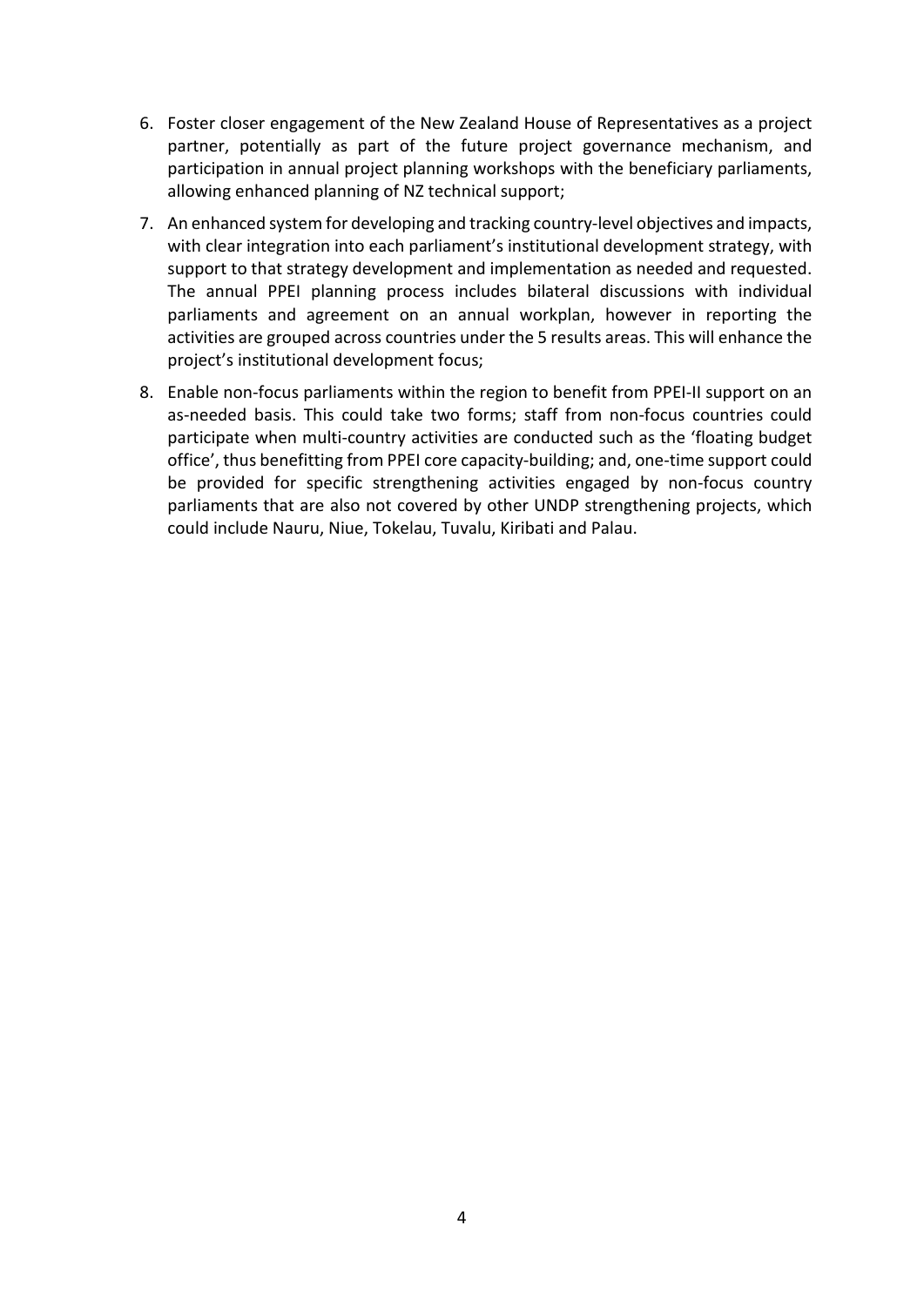6. Foster closer engagement of the New Zealand House of Representatives as a project partner, potentially as part of the future project governance mechanism, and participation in annual project planning workshops with the beneficiary parliaments, allowing enhanced planning of NZ technical support;
7. An enhanced system for developing and tracking country-level objectives and impacts, with clear integration into each parliament's institutional development strategy, with support to that strategy development and implementation as needed and requested. The annual PPEI planning process includes bilateral discussions with individual parliaments and agreement on an annual workplan, however in reporting the activities are grouped across countries under the 5 results areas. This will enhance the project's institutional development focus;
8. Enable non-focus parliaments within the region to benefit from PPEI-II support on an as-needed basis. This could take two forms; staff from non-focus countries could participate when multi-country activities are conducted such as the 'floating budget office', thus benefitting from PPEI core capacity-building; and, one-time support could be provided for specific strengthening activities engaged by non-focus country parliaments that are also not covered by other UNDP strengthening projects, which could include Nauru, Niue, Tokelau, Tuvalu, Kiribati and Palau.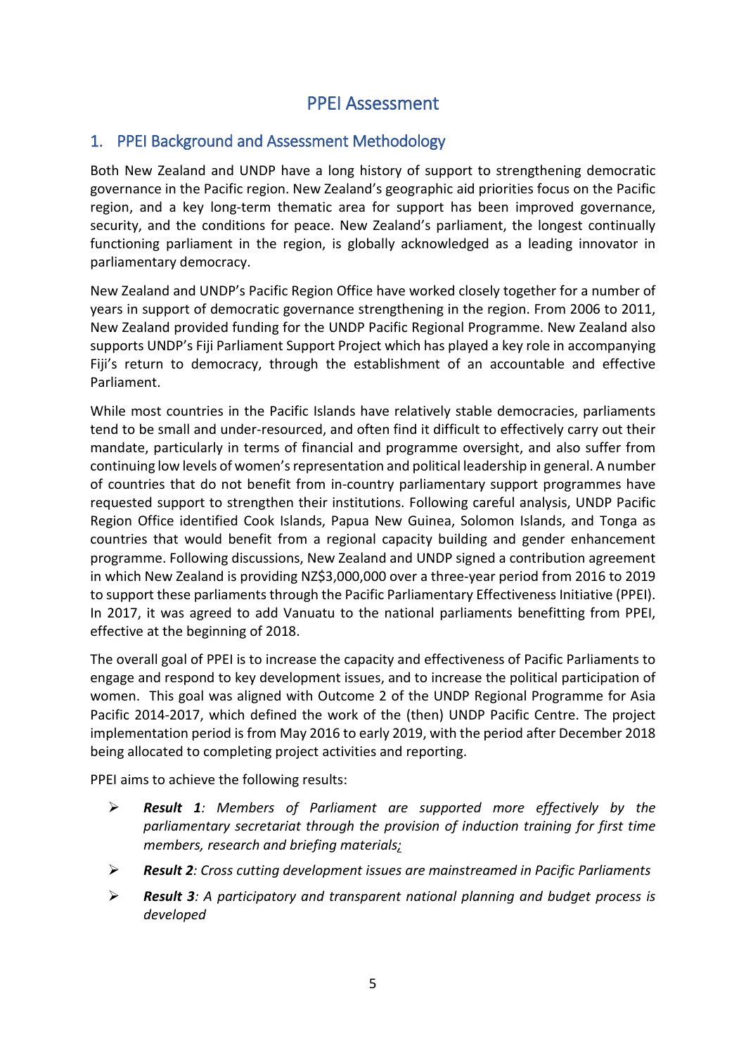# PPEI Assessment

## 1. PPEI Background and Assessment Methodology

Both New Zealand and UNDP have a long history of support to strengthening democratic governance in the Pacific region. New Zealand's geographic aid priorities focus on the Pacific region, and a key long-term thematic area for support has been improved governance, security, and the conditions for peace. New Zealand's parliament, the longest continually functioning parliament in the region, is globally acknowledged as a leading innovator in parliamentary democracy.

New Zealand and UNDP's Pacific Region Office have worked closely together for a number of years in support of democratic governance strengthening in the region. From 2006 to 2011, New Zealand provided funding for the UNDP Pacific Regional Programme. New Zealand also supports UNDP's Fiji Parliament Support Project which has played a key role in accompanying Fiji's return to democracy, through the establishment of an accountable and effective Parliament.

While most countries in the Pacific Islands have relatively stable democracies, parliaments tend to be small and under-resourced, and often find it difficult to effectively carry out their mandate, particularly in terms of financial and programme oversight, and also suffer from continuing low levels of women's representation and political leadership in general. A number of countries that do not benefit from in-country parliamentary support programmes have requested support to strengthen their institutions. Following careful analysis, UNDP Pacific Region Office identified Cook Islands, Papua New Guinea, Solomon Islands, and Tonga as countries that would benefit from a regional capacity building and gender enhancement programme. Following discussions, New Zealand and UNDP signed a contribution agreement in which New Zealand is providing NZ$3,000,000 over a three-year period from 2016 to 2019 to support these parliaments through the Pacific Parliamentary Effectiveness Initiative (PPEI). In 2017, it was agreed to add Vanuatu to the national parliaments benefitting from PPEI, effective at the beginning of 2018.

The overall goal of PPEI is to increase the capacity and effectiveness of Pacific Parliaments to engage and respond to key development issues, and to increase the political participation of women. This goal was aligned with Outcome 2 of the UNDP Regional Programme for Asia Pacific 2014-2017, which defined the work of the (then) UNDP Pacific Centre. The project implementation period is from May 2016 to early 2019, with the period after December 2018 being allocated to completing project activities and reporting.

PPEI aims to achieve the following results:

- ***Result 1****: Members of Parliament are supported more effectively by the parliamentary secretariat through the provision of induction training for first time members, research and briefing materials;*
- ***Result 2****: Cross cutting development issues are mainstreamed in Pacific Parliaments*
- ***Result 3****: A participatory and transparent national planning and budget process is developed*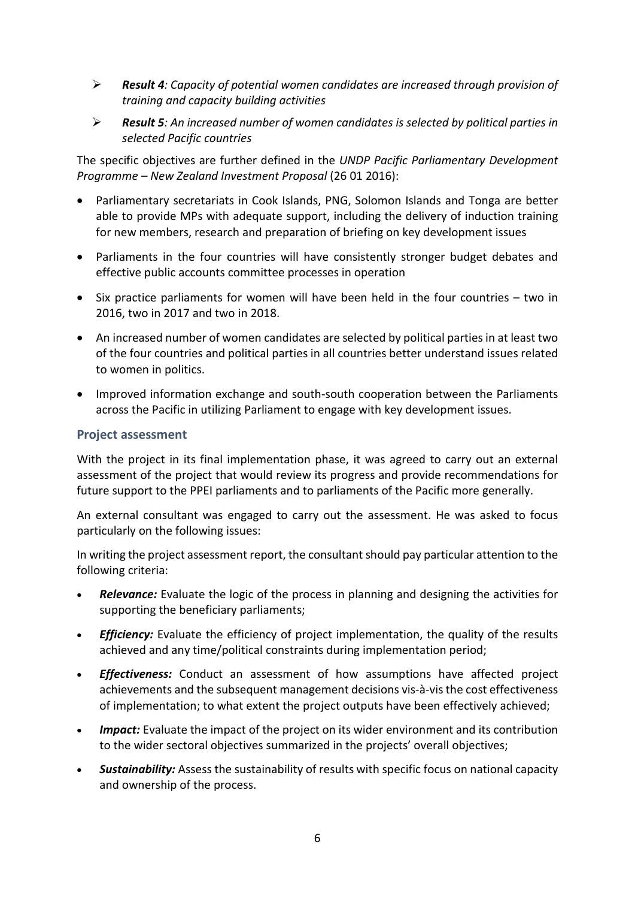- ***Result 4**: Capacity of potential women candidates are increased through provision of training and capacity building activities*
- ***Result 5**: An increased number of women candidates is selected by political parties in selected Pacific countries*

The specific objectives are further defined in the *UNDP Pacific Parliamentary Development Programme – New Zealand Investment Proposal* (26 01 2016):

- Parliamentary secretariats in Cook Islands, PNG, Solomon Islands and Tonga are better able to provide MPs with adequate support, including the delivery of induction training for new members, research and preparation of briefing on key development issues
- Parliaments in the four countries will have consistently stronger budget debates and effective public accounts committee processes in operation
- Six practice parliaments for women will have been held in the four countries – two in 2016, two in 2017 and two in 2018.
- An increased number of women candidates are selected by political parties in at least two of the four countries and political parties in all countries better understand issues related to women in politics.
- Improved information exchange and south-south cooperation between the Parliaments across the Pacific in utilizing Parliament to engage with key development issues.

### Project assessment

With the project in its final implementation phase, it was agreed to carry out an external assessment of the project that would review its progress and provide recommendations for future support to the PPEI parliaments and to parliaments of the Pacific more generally.

An external consultant was engaged to carry out the assessment. He was asked to focus particularly on the following issues:

In writing the project assessment report, the consultant should pay particular attention to the following criteria:

- ***Relevance:*** Evaluate the logic of the process in planning and designing the activities for supporting the beneficiary parliaments;
- ***Efficiency:*** Evaluate the efficiency of project implementation, the quality of the results achieved and any time/political constraints during implementation period;
- ***Effectiveness:*** Conduct an assessment of how assumptions have affected project achievements and the subsequent management decisions vis-à-vis the cost effectiveness of implementation; to what extent the project outputs have been effectively achieved;
- ***Impact:*** Evaluate the impact of the project on its wider environment and its contribution to the wider sectoral objectives summarized in the projects' overall objectives;
- ***Sustainability:*** Assess the sustainability of results with specific focus on national capacity and ownership of the process.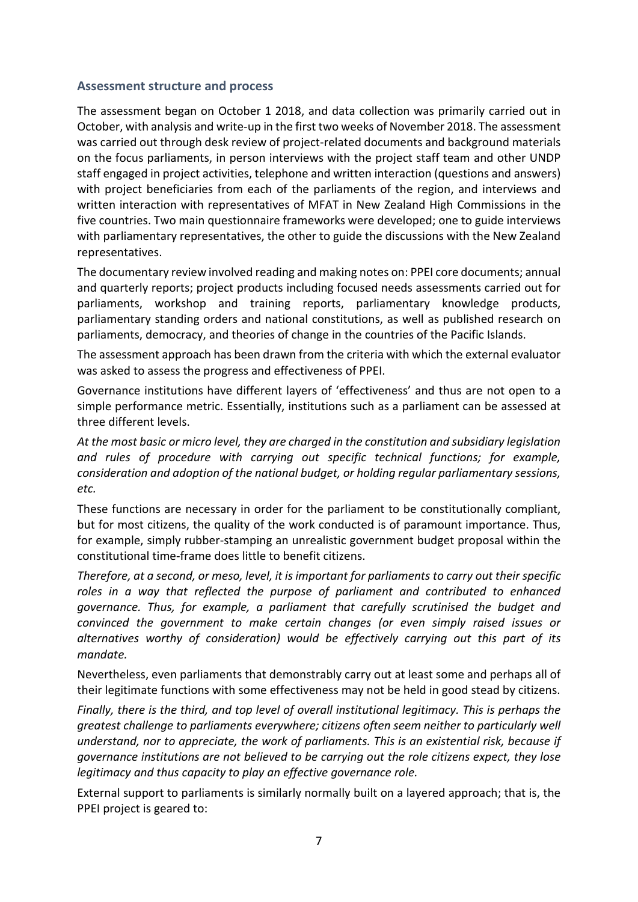### Assessment structure and process

The assessment began on October 1 2018, and data collection was primarily carried out in October, with analysis and write-up in the first two weeks of November 2018. The assessment was carried out through desk review of project-related documents and background materials on the focus parliaments, in person interviews with the project staff team and other UNDP staff engaged in project activities, telephone and written interaction (questions and answers) with project beneficiaries from each of the parliaments of the region, and interviews and written interaction with representatives of MFAT in New Zealand High Commissions in the five countries. Two main questionnaire frameworks were developed; one to guide interviews with parliamentary representatives, the other to guide the discussions with the New Zealand representatives.

The documentary review involved reading and making notes on: PPEI core documents; annual and quarterly reports; project products including focused needs assessments carried out for parliaments, workshop and training reports, parliamentary knowledge products, parliamentary standing orders and national constitutions, as well as published research on parliaments, democracy, and theories of change in the countries of the Pacific Islands.

The assessment approach has been drawn from the criteria with which the external evaluator was asked to assess the progress and effectiveness of PPEI.

Governance institutions have different layers of 'effectiveness' and thus are not open to a simple performance metric. Essentially, institutions such as a parliament can be assessed at three different levels.

*At the most basic or micro level, they are charged in the constitution and subsidiary legislation and rules of procedure with carrying out specific technical functions; for example, consideration and adoption of the national budget, or holding regular parliamentary sessions, etc.*

These functions are necessary in order for the parliament to be constitutionally compliant, but for most citizens, the quality of the work conducted is of paramount importance. Thus, for example, simply rubber-stamping an unrealistic government budget proposal within the constitutional time-frame does little to benefit citizens.

*Therefore, at a second, or meso, level, it is important for parliaments to carry out their specific roles in a way that reflected the purpose of parliament and contributed to enhanced governance. Thus, for example, a parliament that carefully scrutinised the budget and convinced the government to make certain changes (or even simply raised issues or alternatives worthy of consideration) would be effectively carrying out this part of its mandate.*

Nevertheless, even parliaments that demonstrably carry out at least some and perhaps all of their legitimate functions with some effectiveness may not be held in good stead by citizens.

*Finally, there is the third, and top level of overall institutional legitimacy. This is perhaps the greatest challenge to parliaments everywhere; citizens often seem neither to particularly well understand, nor to appreciate, the work of parliaments. This is an existential risk, because if governance institutions are not believed to be carrying out the role citizens expect, they lose legitimacy and thus capacity to play an effective governance role.*

External support to parliaments is similarly normally built on a layered approach; that is, the PPEI project is geared to: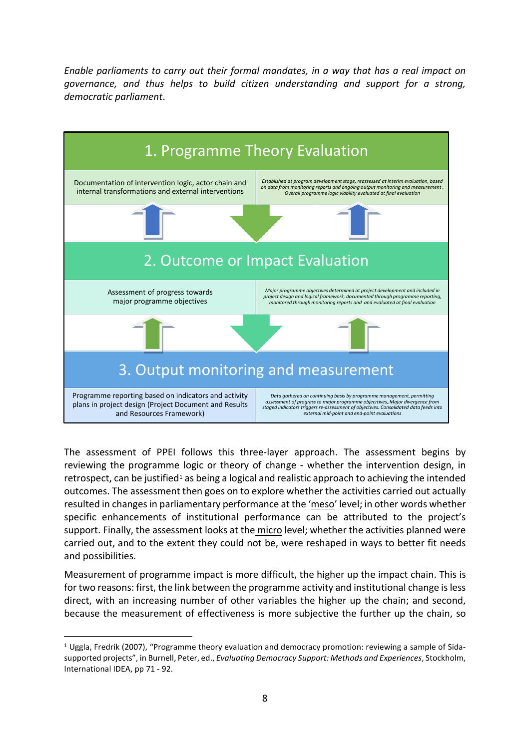*Enable parliaments to carry out their formal mandates, in a way that has a real impact on governance, and thus helps to build citizen understanding and support for a strong, democratic parliament.*

| 1. Programme Theory Evaluation | |
|---|---|
| Documentation of intervention logic, actor chain and internal transformations and external interventions | *Established at program development stage, reassessed at interim evaluation, based on data from monitoring reports and ongoing output monitoring and measurement. Overall programme logic viability evaluated at final evaluation* |
| **2. Outcome or Impact Evaluation** | |
| Assessment of progress towards major programme objectives | *Major programme objectives determined at project development and included in project design and logical framework, documented through programme reporting, monitored through monitoring reports and and evaluated at final evaluation* |
| **3. Output monitoring and measurement** | |
| Programme reporting based on indicators and activity plans in project design (Project Document and Results and Resources Framework) | *Data gathered on continuing basis by programme management, permitting assessment of progress to major programme objecrtives,.Major divergence from staged indicators triggers re-assessment of objectives. Consolidated data feeds into external mid-point and end-point evaluations* |

The assessment of PPEI follows this three-layer approach. The assessment begins by reviewing the programme logic or theory of change - whether the intervention design, in retrospect, can be justified[1] as being a logical and realistic approach to achieving the intended outcomes. The assessment then goes on to explore whether the activities carried out actually resulted in changes in parliamentary performance at the 'meso' level; in other words whether specific enhancements of institutional performance can be attributed to the project's support. Finally, the assessment looks at the micro level; whether the activities planned were carried out, and to the extent they could not be, were reshaped in ways to better fit needs and possibilities.

Measurement of programme impact is more difficult, the higher up the impact chain. This is for two reasons: first, the link between the programme activity and institutional change is less direct, with an increasing number of other variables the higher up the chain; and second, because the measurement of effectiveness is more subjective the further up the chain, so

[1] Uggla, Fredrik (2007), "Programme theory evaluation and democracy promotion: reviewing a sample of Sida-supported projects", in Burnell, Peter, ed., *Evaluating Democracy Support: Methods and Experiences*, Stockholm, International IDEA, pp 71 - 92.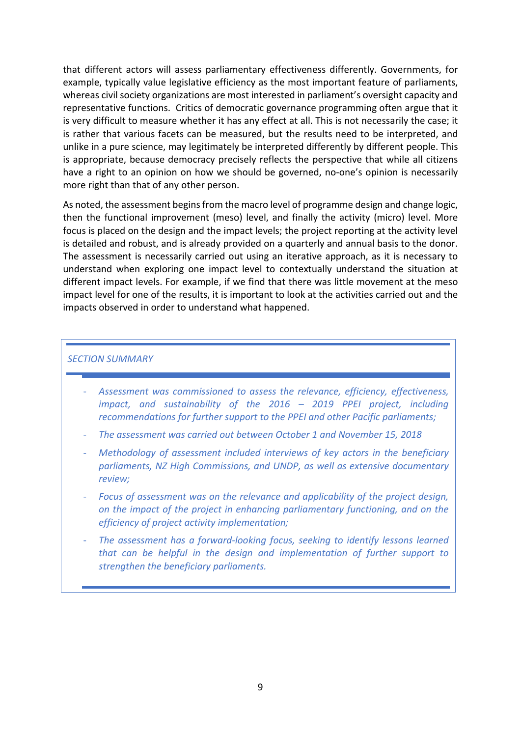that different actors will assess parliamentary effectiveness differently. Governments, for example, typically value legislative efficiency as the most important feature of parliaments, whereas civil society organizations are most interested in parliament's oversight capacity and representative functions. Critics of democratic governance programming often argue that it is very difficult to measure whether it has any effect at all. This is not necessarily the case; it is rather that various facets can be measured, but the results need to be interpreted, and unlike in a pure science, may legitimately be interpreted differently by different people. This is appropriate, because democracy precisely reflects the perspective that while all citizens have a right to an opinion on how we should be governed, no-one's opinion is necessarily more right than that of any other person.

As noted, the assessment begins from the macro level of programme design and change logic, then the functional improvement (meso) level, and finally the activity (micro) level. More focus is placed on the design and the impact levels; the project reporting at the activity level is detailed and robust, and is already provided on a quarterly and annual basis to the donor. The assessment is necessarily carried out using an iterative approach, as it is necessary to understand when exploring one impact level to contextually understand the situation at different impact levels. For example, if we find that there was little movement at the meso impact level for one of the results, it is important to look at the activities carried out and the impacts observed in order to understand what happened.

*SECTION SUMMARY*

- *Assessment was commissioned to assess the relevance, efficiency, effectiveness, impact, and sustainability of the 2016 – 2019 PPEI project, including recommendations for further support to the PPEI and other Pacific parliaments;*
- *The assessment was carried out between October 1 and November 15, 2018*
- *Methodology of assessment included interviews of key actors in the beneficiary parliaments, NZ High Commissions, and UNDP, as well as extensive documentary review;*
- *Focus of assessment was on the relevance and applicability of the project design, on the impact of the project in enhancing parliamentary functioning, and on the efficiency of project activity implementation;*
- *The assessment has a forward-looking focus, seeking to identify lessons learned that can be helpful in the design and implementation of further support to strengthen the beneficiary parliaments.*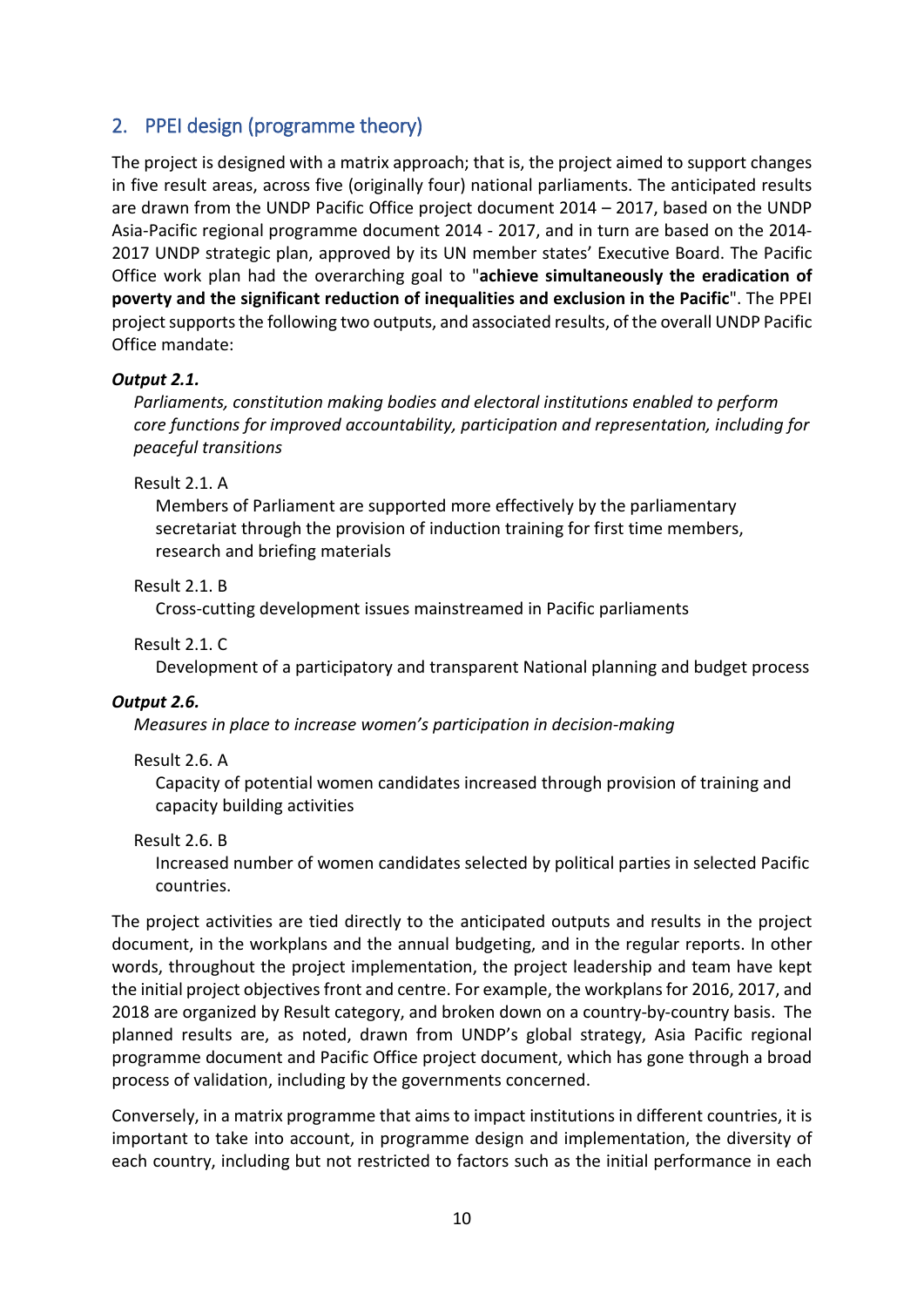## 2. PPEI design (programme theory)

The project is designed with a matrix approach; that is, the project aimed to support changes in five result areas, across five (originally four) national parliaments. The anticipated results are drawn from the UNDP Pacific Office project document 2014 – 2017, based on the UNDP Asia-Pacific regional programme document 2014 - 2017, and in turn are based on the 2014-2017 UNDP strategic plan, approved by its UN member states' Executive Board. The Pacific Office work plan had the overarching goal to "**achieve simultaneously the eradication of poverty and the significant reduction of inequalities and exclusion in the Pacific**". The PPEI project supports the following two outputs, and associated results, of the overall UNDP Pacific Office mandate:

***Output 2.1.***

*Parliaments, constitution making bodies and electoral institutions enabled to perform core functions for improved accountability, participation and representation, including for peaceful transitions*

Result 2.1. A

Members of Parliament are supported more effectively by the parliamentary secretariat through the provision of induction training for first time members, research and briefing materials

Result 2.1. B

Cross-cutting development issues mainstreamed in Pacific parliaments

Result 2.1. C

Development of a participatory and transparent National planning and budget process

***Output 2.6.***

*Measures in place to increase women's participation in decision-making*

Result 2.6. A

Capacity of potential women candidates increased through provision of training and capacity building activities

Result 2.6. B

Increased number of women candidates selected by political parties in selected Pacific countries.

The project activities are tied directly to the anticipated outputs and results in the project document, in the workplans and the annual budgeting, and in the regular reports. In other words, throughout the project implementation, the project leadership and team have kept the initial project objectives front and centre. For example, the workplans for 2016, 2017, and 2018 are organized by Result category, and broken down on a country-by-country basis. The planned results are, as noted, drawn from UNDP's global strategy, Asia Pacific regional programme document and Pacific Office project document, which has gone through a broad process of validation, including by the governments concerned.

Conversely, in a matrix programme that aims to impact institutions in different countries, it is important to take into account, in programme design and implementation, the diversity of each country, including but not restricted to factors such as the initial performance in each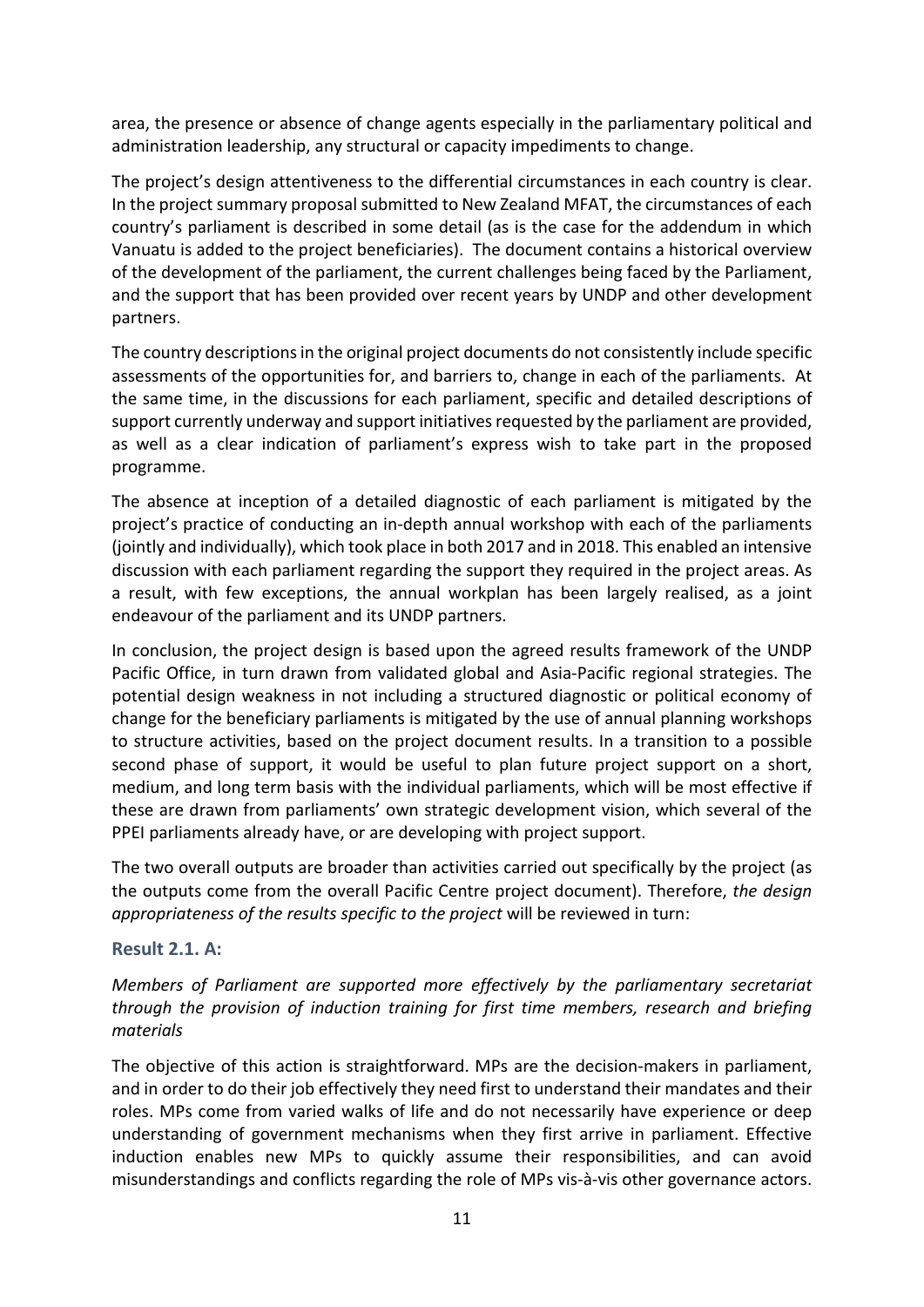area, the presence or absence of change agents especially in the parliamentary political and administration leadership, any structural or capacity impediments to change.

The project's design attentiveness to the differential circumstances in each country is clear. In the project summary proposal submitted to New Zealand MFAT, the circumstances of each country's parliament is described in some detail (as is the case for the addendum in which Vanuatu is added to the project beneficiaries). The document contains a historical overview of the development of the parliament, the current challenges being faced by the Parliament, and the support that has been provided over recent years by UNDP and other development partners.

The country descriptions in the original project documents do not consistently include specific assessments of the opportunities for, and barriers to, change in each of the parliaments. At the same time, in the discussions for each parliament, specific and detailed descriptions of support currently underway and support initiatives requested by the parliament are provided, as well as a clear indication of parliament's express wish to take part in the proposed programme.

The absence at inception of a detailed diagnostic of each parliament is mitigated by the project's practice of conducting an in-depth annual workshop with each of the parliaments (jointly and individually), which took place in both 2017 and in 2018. This enabled an intensive discussion with each parliament regarding the support they required in the project areas. As a result, with few exceptions, the annual workplan has been largely realised, as a joint endeavour of the parliament and its UNDP partners.

In conclusion, the project design is based upon the agreed results framework of the UNDP Pacific Office, in turn drawn from validated global and Asia-Pacific regional strategies. The potential design weakness in not including a structured diagnostic or political economy of change for the beneficiary parliaments is mitigated by the use of annual planning workshops to structure activities, based on the project document results. In a transition to a possible second phase of support, it would be useful to plan future project support on a short, medium, and long term basis with the individual parliaments, which will be most effective if these are drawn from parliaments' own strategic development vision, which several of the PPEI parliaments already have, or are developing with project support.

The two overall outputs are broader than activities carried out specifically by the project (as the outputs come from the overall Pacific Centre project document). Therefore, *the design appropriateness of the results specific to the project* will be reviewed in turn:

### Result 2.1. A:

*Members of Parliament are supported more effectively by the parliamentary secretariat through the provision of induction training for first time members, research and briefing materials*

The objective of this action is straightforward. MPs are the decision-makers in parliament, and in order to do their job effectively they need first to understand their mandates and their roles. MPs come from varied walks of life and do not necessarily have experience or deep understanding of government mechanisms when they first arrive in parliament. Effective induction enables new MPs to quickly assume their responsibilities, and can avoid misunderstandings and conflicts regarding the role of MPs vis-à-vis other governance actors.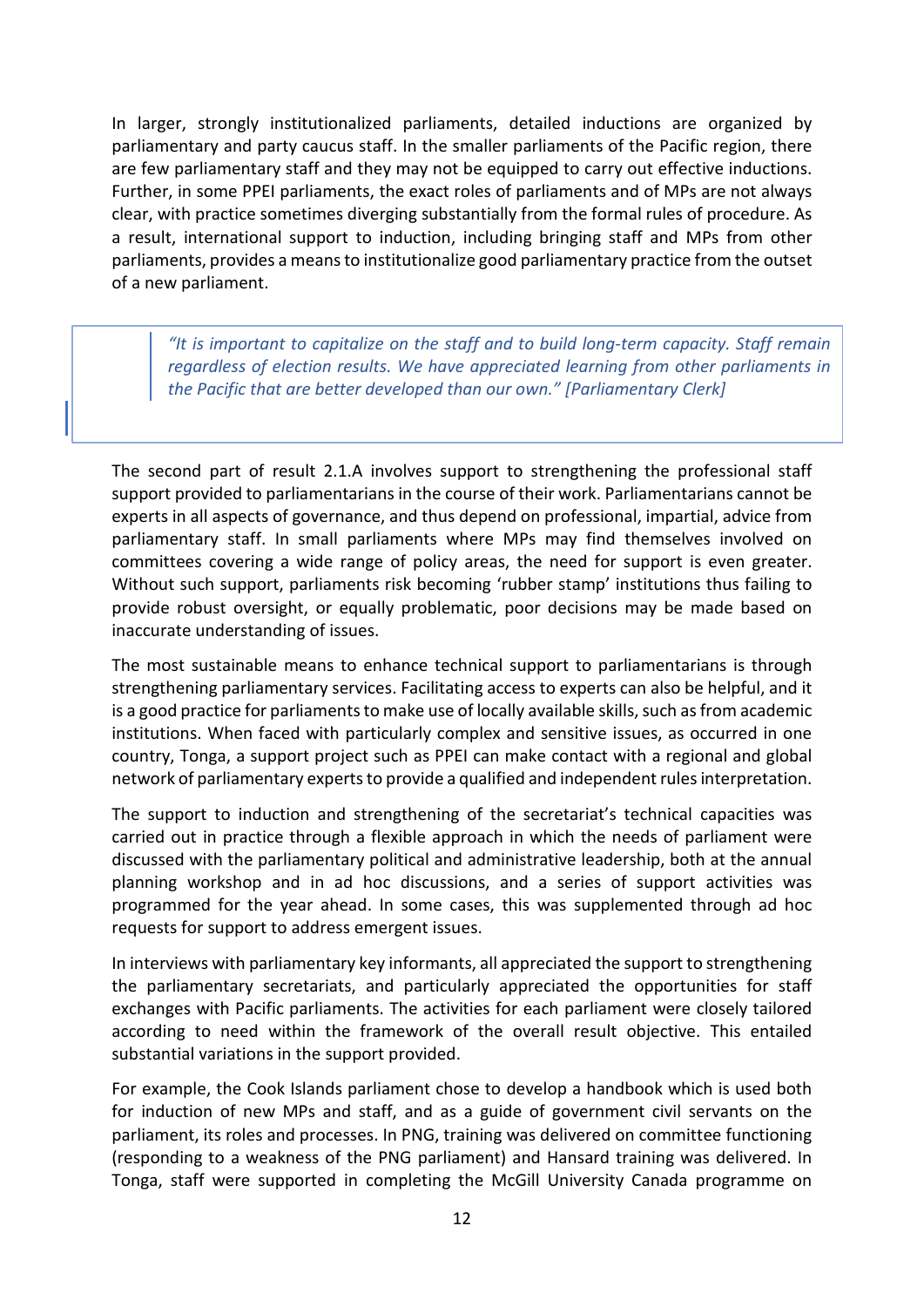In larger, strongly institutionalized parliaments, detailed inductions are organized by parliamentary and party caucus staff. In the smaller parliaments of the Pacific region, there are few parliamentary staff and they may not be equipped to carry out effective inductions. Further, in some PPEI parliaments, the exact roles of parliaments and of MPs are not always clear, with practice sometimes diverging substantially from the formal rules of procedure. As a result, international support to induction, including bringing staff and MPs from other parliaments, provides a means to institutionalize good parliamentary practice from the outset of a new parliament.

> *"It is important to capitalize on the staff and to build long-term capacity. Staff remain regardless of election results. We have appreciated learning from other parliaments in the Pacific that are better developed than our own." [Parliamentary Clerk]*

The second part of result 2.1.A involves support to strengthening the professional staff support provided to parliamentarians in the course of their work. Parliamentarians cannot be experts in all aspects of governance, and thus depend on professional, impartial, advice from parliamentary staff. In small parliaments where MPs may find themselves involved on committees covering a wide range of policy areas, the need for support is even greater. Without such support, parliaments risk becoming 'rubber stamp' institutions thus failing to provide robust oversight, or equally problematic, poor decisions may be made based on inaccurate understanding of issues.

The most sustainable means to enhance technical support to parliamentarians is through strengthening parliamentary services. Facilitating access to experts can also be helpful, and it is a good practice for parliaments to make use of locally available skills, such as from academic institutions. When faced with particularly complex and sensitive issues, as occurred in one country, Tonga, a support project such as PPEI can make contact with a regional and global network of parliamentary experts to provide a qualified and independent rules interpretation.

The support to induction and strengthening of the secretariat's technical capacities was carried out in practice through a flexible approach in which the needs of parliament were discussed with the parliamentary political and administrative leadership, both at the annual planning workshop and in ad hoc discussions, and a series of support activities was programmed for the year ahead. In some cases, this was supplemented through ad hoc requests for support to address emergent issues.

In interviews with parliamentary key informants, all appreciated the support to strengthening the parliamentary secretariats, and particularly appreciated the opportunities for staff exchanges with Pacific parliaments. The activities for each parliament were closely tailored according to need within the framework of the overall result objective. This entailed substantial variations in the support provided.

For example, the Cook Islands parliament chose to develop a handbook which is used both for induction of new MPs and staff, and as a guide of government civil servants on the parliament, its roles and processes. In PNG, training was delivered on committee functioning (responding to a weakness of the PNG parliament) and Hansard training was delivered. In Tonga, staff were supported in completing the McGill University Canada programme on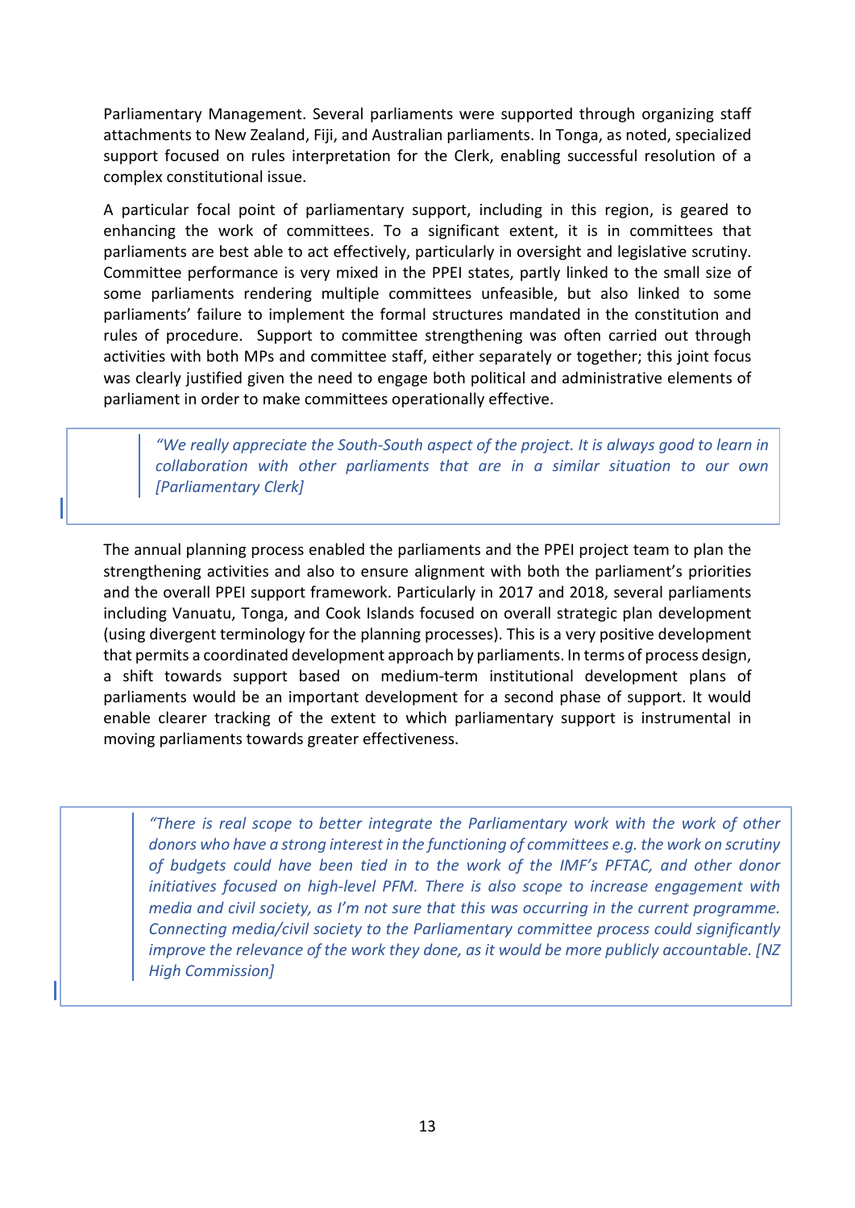Parliamentary Management. Several parliaments were supported through organizing staff attachments to New Zealand, Fiji, and Australian parliaments. In Tonga, as noted, specialized support focused on rules interpretation for the Clerk, enabling successful resolution of a complex constitutional issue.

A particular focal point of parliamentary support, including in this region, is geared to enhancing the work of committees. To a significant extent, it is in committees that parliaments are best able to act effectively, particularly in oversight and legislative scrutiny. Committee performance is very mixed in the PPEI states, partly linked to the small size of some parliaments rendering multiple committees unfeasible, but also linked to some parliaments' failure to implement the formal structures mandated in the constitution and rules of procedure. Support to committee strengthening was often carried out through activities with both MPs and committee staff, either separately or together; this joint focus was clearly justified given the need to engage both political and administrative elements of parliament in order to make committees operationally effective.

> *"We really appreciate the South-South aspect of the project. It is always good to learn in collaboration with other parliaments that are in a similar situation to our own [Parliamentary Clerk]*

The annual planning process enabled the parliaments and the PPEI project team to plan the strengthening activities and also to ensure alignment with both the parliament's priorities and the overall PPEI support framework. Particularly in 2017 and 2018, several parliaments including Vanuatu, Tonga, and Cook Islands focused on overall strategic plan development (using divergent terminology for the planning processes). This is a very positive development that permits a coordinated development approach by parliaments. In terms of process design, a shift towards support based on medium-term institutional development plans of parliaments would be an important development for a second phase of support. It would enable clearer tracking of the extent to which parliamentary support is instrumental in moving parliaments towards greater effectiveness.

> *"There is real scope to better integrate the Parliamentary work with the work of other donors who have a strong interest in the functioning of committees e.g. the work on scrutiny of budgets could have been tied in to the work of the IMF's PFTAC, and other donor initiatives focused on high-level PFM. There is also scope to increase engagement with media and civil society, as I'm not sure that this was occurring in the current programme. Connecting media/civil society to the Parliamentary committee process could significantly improve the relevance of the work they done, as it would be more publicly accountable. [NZ High Commission]*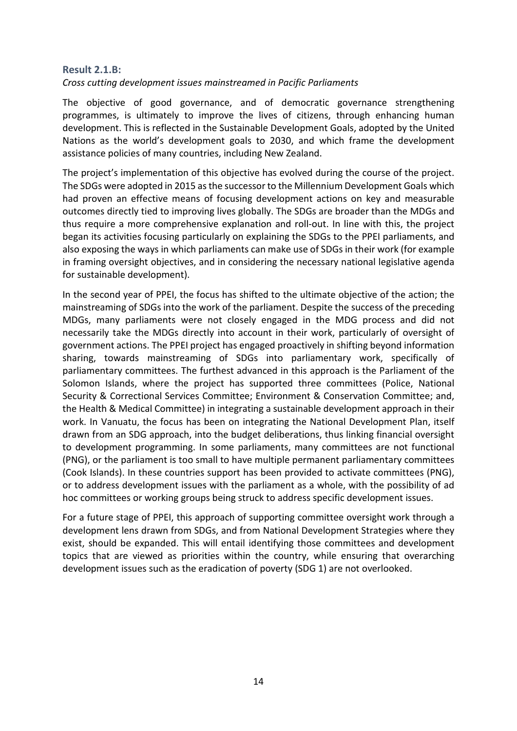### Result 2.1.B:

*Cross cutting development issues mainstreamed in Pacific Parliaments*

The objective of good governance, and of democratic governance strengthening programmes, is ultimately to improve the lives of citizens, through enhancing human development. This is reflected in the Sustainable Development Goals, adopted by the United Nations as the world's development goals to 2030, and which frame the development assistance policies of many countries, including New Zealand.

The project's implementation of this objective has evolved during the course of the project. The SDGs were adopted in 2015 as the successor to the Millennium Development Goals which had proven an effective means of focusing development actions on key and measurable outcomes directly tied to improving lives globally. The SDGs are broader than the MDGs and thus require a more comprehensive explanation and roll-out. In line with this, the project began its activities focusing particularly on explaining the SDGs to the PPEI parliaments, and also exposing the ways in which parliaments can make use of SDGs in their work (for example in framing oversight objectives, and in considering the necessary national legislative agenda for sustainable development).

In the second year of PPEI, the focus has shifted to the ultimate objective of the action; the mainstreaming of SDGs into the work of the parliament. Despite the success of the preceding MDGs, many parliaments were not closely engaged in the MDG process and did not necessarily take the MDGs directly into account in their work, particularly of oversight of government actions. The PPEI project has engaged proactively in shifting beyond information sharing, towards mainstreaming of SDGs into parliamentary work, specifically of parliamentary committees. The furthest advanced in this approach is the Parliament of the Solomon Islands, where the project has supported three committees (Police, National Security & Correctional Services Committee; Environment & Conservation Committee; and, the Health & Medical Committee) in integrating a sustainable development approach in their work. In Vanuatu, the focus has been on integrating the National Development Plan, itself drawn from an SDG approach, into the budget deliberations, thus linking financial oversight to development programming. In some parliaments, many committees are not functional (PNG), or the parliament is too small to have multiple permanent parliamentary committees (Cook Islands). In these countries support has been provided to activate committees (PNG), or to address development issues with the parliament as a whole, with the possibility of ad hoc committees or working groups being struck to address specific development issues.

For a future stage of PPEI, this approach of supporting committee oversight work through a development lens drawn from SDGs, and from National Development Strategies where they exist, should be expanded. This will entail identifying those committees and development topics that are viewed as priorities within the country, while ensuring that overarching development issues such as the eradication of poverty (SDG 1) are not overlooked.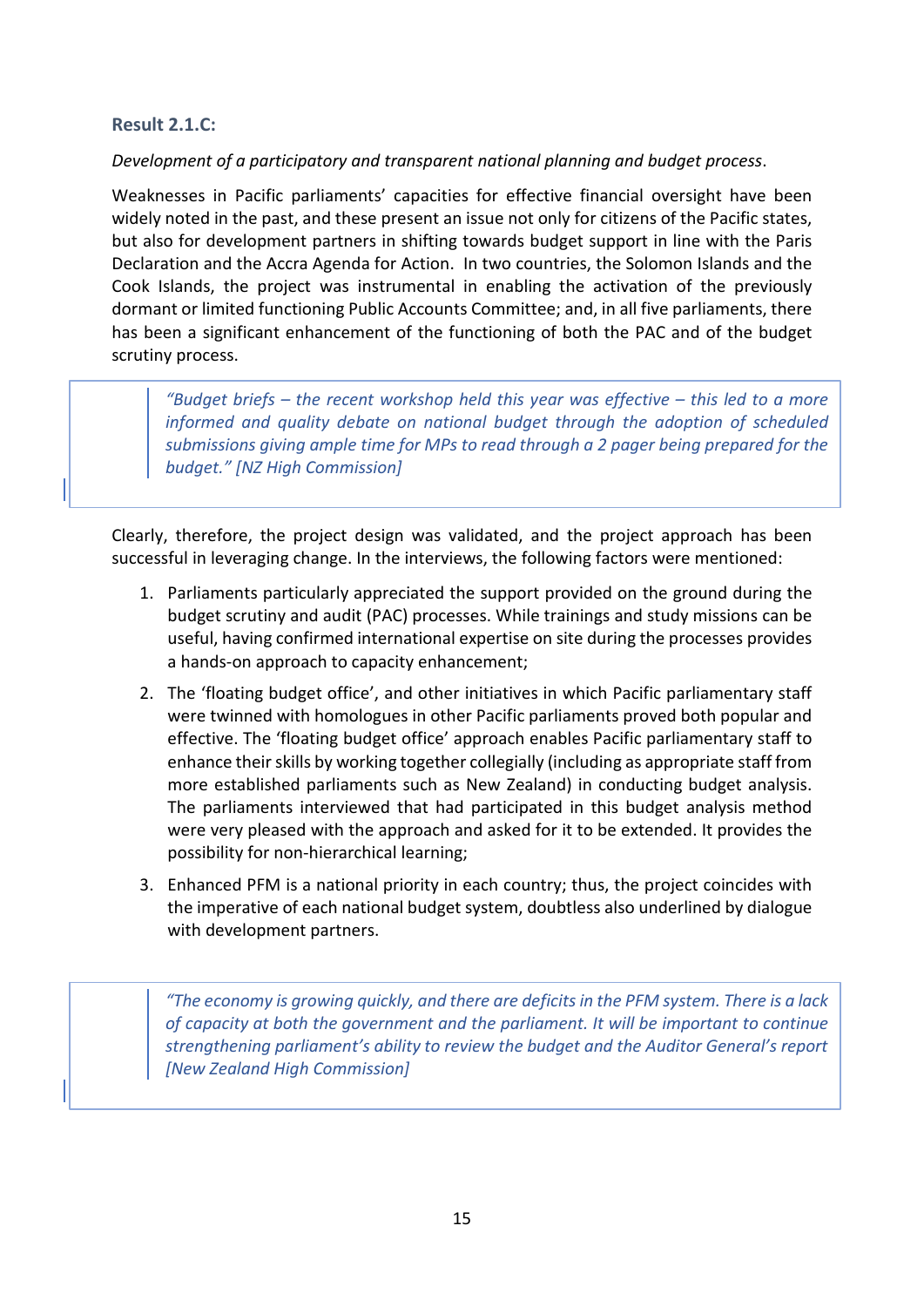### Result 2.1.C:

*Development of a participatory and transparent national planning and budget process*.

Weaknesses in Pacific parliaments' capacities for effective financial oversight have been widely noted in the past, and these present an issue not only for citizens of the Pacific states, but also for development partners in shifting towards budget support in line with the Paris Declaration and the Accra Agenda for Action. In two countries, the Solomon Islands and the Cook Islands, the project was instrumental in enabling the activation of the previously dormant or limited functioning Public Accounts Committee; and, in all five parliaments, there has been a significant enhancement of the functioning of both the PAC and of the budget scrutiny process.

> *"Budget briefs – the recent workshop held this year was effective – this led to a more informed and quality debate on national budget through the adoption of scheduled submissions giving ample time for MPs to read through a 2 pager being prepared for the budget." [NZ High Commission]*

Clearly, therefore, the project design was validated, and the project approach has been successful in leveraging change. In the interviews, the following factors were mentioned:

1. Parliaments particularly appreciated the support provided on the ground during the budget scrutiny and audit (PAC) processes. While trainings and study missions can be useful, having confirmed international expertise on site during the processes provides a hands-on approach to capacity enhancement;
2. The 'floating budget office', and other initiatives in which Pacific parliamentary staff were twinned with homologues in other Pacific parliaments proved both popular and effective. The 'floating budget office' approach enables Pacific parliamentary staff to enhance their skills by working together collegially (including as appropriate staff from more established parliaments such as New Zealand) in conducting budget analysis. The parliaments interviewed that had participated in this budget analysis method were very pleased with the approach and asked for it to be extended. It provides the possibility for non-hierarchical learning;
3. Enhanced PFM is a national priority in each country; thus, the project coincides with the imperative of each national budget system, doubtless also underlined by dialogue with development partners.

> *"The economy is growing quickly, and there are deficits in the PFM system. There is a lack of capacity at both the government and the parliament. It will be important to continue strengthening parliament's ability to review the budget and the Auditor General's report [New Zealand High Commission]*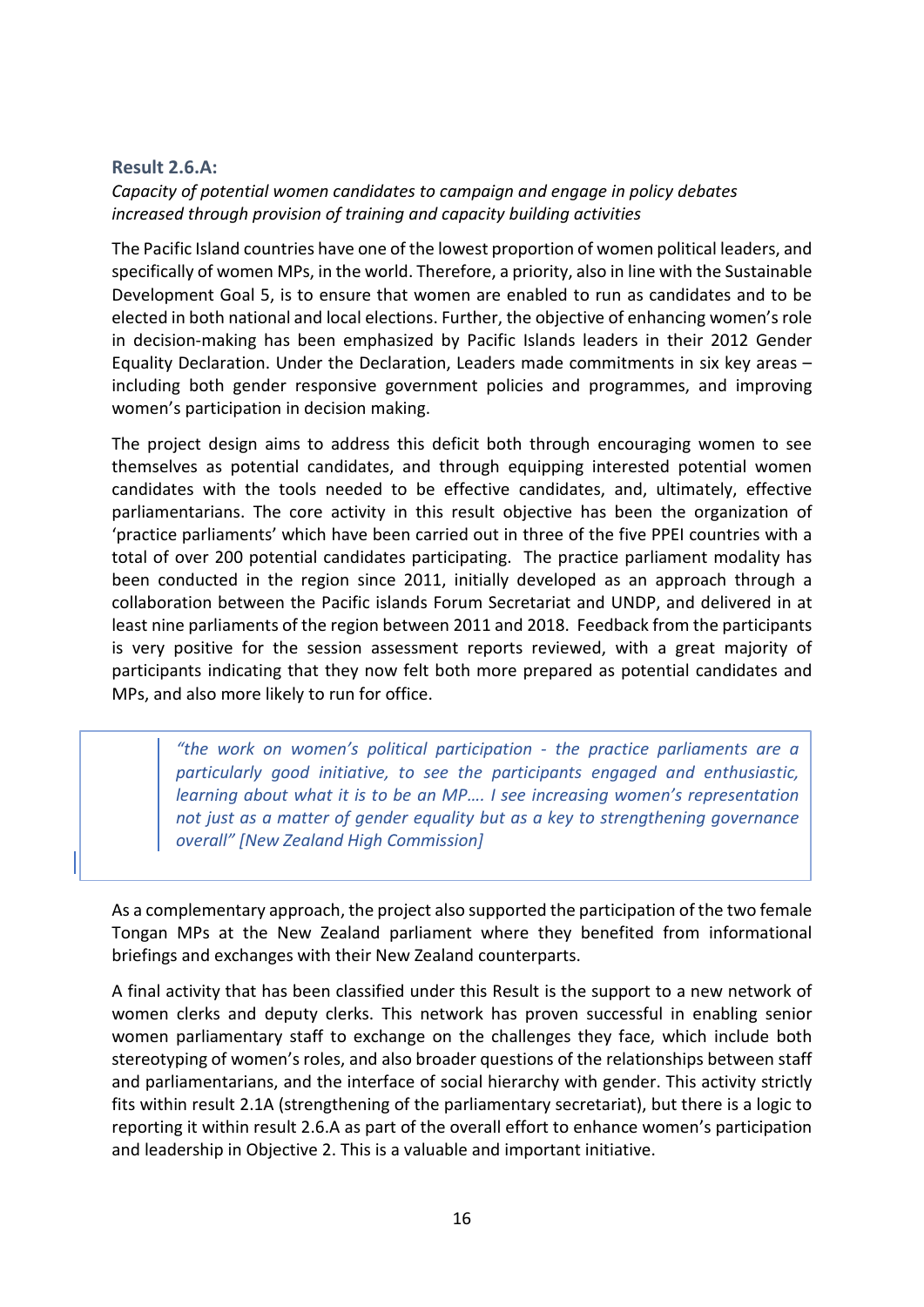### Result 2.6.A:

*Capacity of potential women candidates to campaign and engage in policy debates increased through provision of training and capacity building activities*

The Pacific Island countries have one of the lowest proportion of women political leaders, and specifically of women MPs, in the world. Therefore, a priority, also in line with the Sustainable Development Goal 5, is to ensure that women are enabled to run as candidates and to be elected in both national and local elections. Further, the objective of enhancing women's role in decision-making has been emphasized by Pacific Islands leaders in their 2012 Gender Equality Declaration. Under the Declaration, Leaders made commitments in six key areas – including both gender responsive government policies and programmes, and improving women's participation in decision making.

The project design aims to address this deficit both through encouraging women to see themselves as potential candidates, and through equipping interested potential women candidates with the tools needed to be effective candidates, and, ultimately, effective parliamentarians. The core activity in this result objective has been the organization of 'practice parliaments' which have been carried out in three of the five PPEI countries with a total of over 200 potential candidates participating. The practice parliament modality has been conducted in the region since 2011, initially developed as an approach through a collaboration between the Pacific islands Forum Secretariat and UNDP, and delivered in at least nine parliaments of the region between 2011 and 2018. Feedback from the participants is very positive for the session assessment reports reviewed, with a great majority of participants indicating that they now felt both more prepared as potential candidates and MPs, and also more likely to run for office.

> *"the work on women's political participation - the practice parliaments are a particularly good initiative, to see the participants engaged and enthusiastic, learning about what it is to be an MP…. I see increasing women's representation not just as a matter of gender equality but as a key to strengthening governance overall" [New Zealand High Commission]*

As a complementary approach, the project also supported the participation of the two female Tongan MPs at the New Zealand parliament where they benefited from informational briefings and exchanges with their New Zealand counterparts.

A final activity that has been classified under this Result is the support to a new network of women clerks and deputy clerks. This network has proven successful in enabling senior women parliamentary staff to exchange on the challenges they face, which include both stereotyping of women's roles, and also broader questions of the relationships between staff and parliamentarians, and the interface of social hierarchy with gender. This activity strictly fits within result 2.1A (strengthening of the parliamentary secretariat), but there is a logic to reporting it within result 2.6.A as part of the overall effort to enhance women's participation and leadership in Objective 2. This is a valuable and important initiative.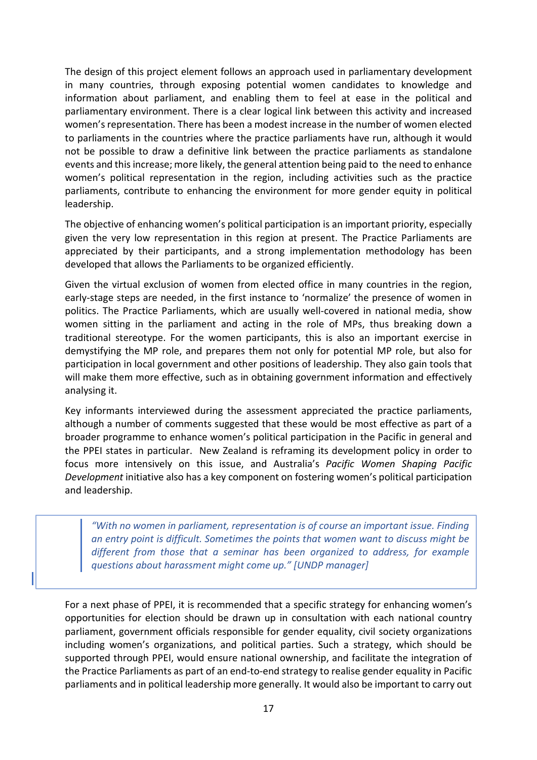The design of this project element follows an approach used in parliamentary development in many countries, through exposing potential women candidates to knowledge and information about parliament, and enabling them to feel at ease in the political and parliamentary environment. There is a clear logical link between this activity and increased women's representation. There has been a modest increase in the number of women elected to parliaments in the countries where the practice parliaments have run, although it would not be possible to draw a definitive link between the practice parliaments as standalone events and this increase; more likely, the general attention being paid to the need to enhance women's political representation in the region, including activities such as the practice parliaments, contribute to enhancing the environment for more gender equity in political leadership.

The objective of enhancing women's political participation is an important priority, especially given the very low representation in this region at present. The Practice Parliaments are appreciated by their participants, and a strong implementation methodology has been developed that allows the Parliaments to be organized efficiently.

Given the virtual exclusion of women from elected office in many countries in the region, early-stage steps are needed, in the first instance to 'normalize' the presence of women in politics. The Practice Parliaments, which are usually well-covered in national media, show women sitting in the parliament and acting in the role of MPs, thus breaking down a traditional stereotype. For the women participants, this is also an important exercise in demystifying the MP role, and prepares them not only for potential MP role, but also for participation in local government and other positions of leadership. They also gain tools that will make them more effective, such as in obtaining government information and effectively analysing it.

Key informants interviewed during the assessment appreciated the practice parliaments, although a number of comments suggested that these would be most effective as part of a broader programme to enhance women's political participation in the Pacific in general and the PPEI states in particular. New Zealand is reframing its development policy in order to focus more intensively on this issue, and Australia's *Pacific Women Shaping Pacific Development* initiative also has a key component on fostering women's political participation and leadership.

> *"With no women in parliament, representation is of course an important issue. Finding an entry point is difficult. Sometimes the points that women want to discuss might be different from those that a seminar has been organized to address, for example questions about harassment might come up." [UNDP manager]*

For a next phase of PPEI, it is recommended that a specific strategy for enhancing women's opportunities for election should be drawn up in consultation with each national country parliament, government officials responsible for gender equality, civil society organizations including women's organizations, and political parties. Such a strategy, which should be supported through PPEI, would ensure national ownership, and facilitate the integration of the Practice Parliaments as part of an end-to-end strategy to realise gender equality in Pacific parliaments and in political leadership more generally. It would also be important to carry out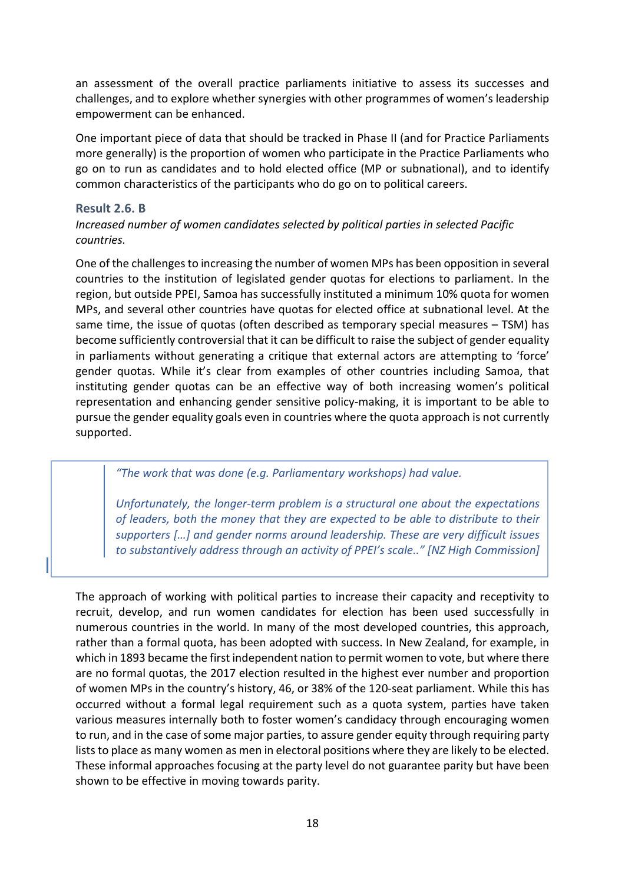an assessment of the overall practice parliaments initiative to assess its successes and challenges, and to explore whether synergies with other programmes of women's leadership empowerment can be enhanced.

One important piece of data that should be tracked in Phase II (and for Practice Parliaments more generally) is the proportion of women who participate in the Practice Parliaments who go on to run as candidates and to hold elected office (MP or subnational), and to identify common characteristics of the participants who do go on to political careers.

### Result 2.6. B

*Increased number of women candidates selected by political parties in selected Pacific countries.*

One of the challenges to increasing the number of women MPs has been opposition in several countries to the institution of legislated gender quotas for elections to parliament. In the region, but outside PPEI, Samoa has successfully instituted a minimum 10% quota for women MPs, and several other countries have quotas for elected office at subnational level. At the same time, the issue of quotas (often described as temporary special measures – TSM) has become sufficiently controversial that it can be difficult to raise the subject of gender equality in parliaments without generating a critique that external actors are attempting to 'force' gender quotas. While it's clear from examples of other countries including Samoa, that instituting gender quotas can be an effective way of both increasing women's political representation and enhancing gender sensitive policy-making, it is important to be able to pursue the gender equality goals even in countries where the quota approach is not currently supported.

> *"The work that was done (e.g. Parliamentary workshops) had value.*
>
> *Unfortunately, the longer-term problem is a structural one about the expectations of leaders, both the money that they are expected to be able to distribute to their supporters […] and gender norms around leadership. These are very difficult issues to substantively address through an activity of PPEI's scale.." [NZ High Commission]*

The approach of working with political parties to increase their capacity and receptivity to recruit, develop, and run women candidates for election has been used successfully in numerous countries in the world. In many of the most developed countries, this approach, rather than a formal quota, has been adopted with success. In New Zealand, for example, in which in 1893 became the first independent nation to permit women to vote, but where there are no formal quotas, the 2017 election resulted in the highest ever number and proportion of women MPs in the country's history, 46, or 38% of the 120-seat parliament. While this has occurred without a formal legal requirement such as a quota system, parties have taken various measures internally both to foster women's candidacy through encouraging women to run, and in the case of some major parties, to assure gender equity through requiring party lists to place as many women as men in electoral positions where they are likely to be elected. These informal approaches focusing at the party level do not guarantee parity but have been shown to be effective in moving towards parity.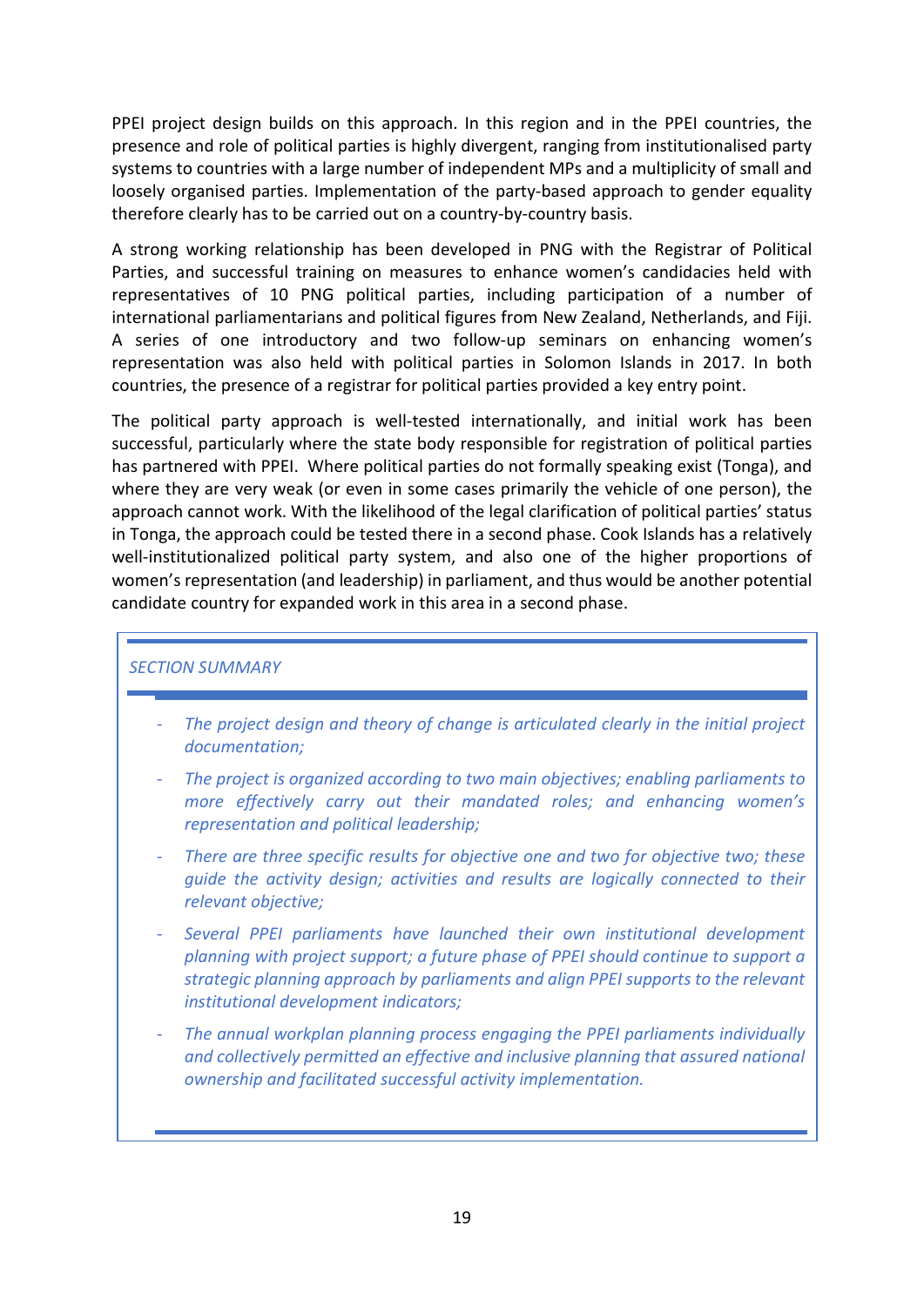PPEI project design builds on this approach. In this region and in the PPEI countries, the presence and role of political parties is highly divergent, ranging from institutionalised party systems to countries with a large number of independent MPs and a multiplicity of small and loosely organised parties. Implementation of the party-based approach to gender equality therefore clearly has to be carried out on a country-by-country basis.

A strong working relationship has been developed in PNG with the Registrar of Political Parties, and successful training on measures to enhance women's candidacies held with representatives of 10 PNG political parties, including participation of a number of international parliamentarians and political figures from New Zealand, Netherlands, and Fiji. A series of one introductory and two follow-up seminars on enhancing women's representation was also held with political parties in Solomon Islands in 2017. In both countries, the presence of a registrar for political parties provided a key entry point.

The political party approach is well-tested internationally, and initial work has been successful, particularly where the state body responsible for registration of political parties has partnered with PPEI. Where political parties do not formally speaking exist (Tonga), and where they are very weak (or even in some cases primarily the vehicle of one person), the approach cannot work. With the likelihood of the legal clarification of political parties' status in Tonga, the approach could be tested there in a second phase. Cook Islands has a relatively well-institutionalized political party system, and also one of the higher proportions of women's representation (and leadership) in parliament, and thus would be another potential candidate country for expanded work in this area in a second phase.

*SECTION SUMMARY*

- *The project design and theory of change is articulated clearly in the initial project documentation;*
- *The project is organized according to two main objectives; enabling parliaments to more effectively carry out their mandated roles; and enhancing women's representation and political leadership;*
- *There are three specific results for objective one and two for objective two; these guide the activity design; activities and results are logically connected to their relevant objective;*
- *Several PPEI parliaments have launched their own institutional development planning with project support; a future phase of PPEI should continue to support a strategic planning approach by parliaments and align PPEI supports to the relevant institutional development indicators;*
- *The annual workplan planning process engaging the PPEI parliaments individually and collectively permitted an effective and inclusive planning that assured national ownership and facilitated successful activity implementation.*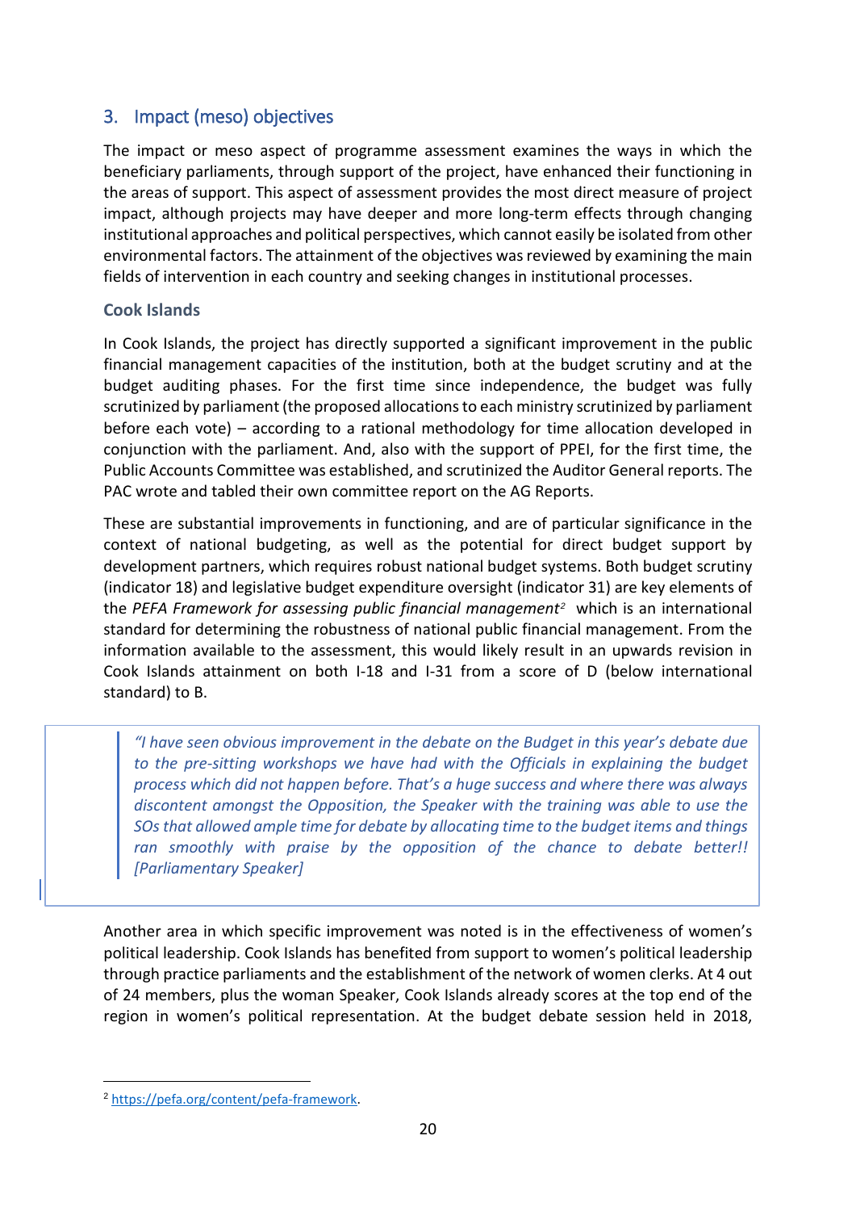## 3. Impact (meso) objectives

The impact or meso aspect of programme assessment examines the ways in which the beneficiary parliaments, through support of the project, have enhanced their functioning in the areas of support. This aspect of assessment provides the most direct measure of project impact, although projects may have deeper and more long-term effects through changing institutional approaches and political perspectives, which cannot easily be isolated from other environmental factors. The attainment of the objectives was reviewed by examining the main fields of intervention in each country and seeking changes in institutional processes.

### Cook Islands

In Cook Islands, the project has directly supported a significant improvement in the public financial management capacities of the institution, both at the budget scrutiny and at the budget auditing phases. For the first time since independence, the budget was fully scrutinized by parliament (the proposed allocations to each ministry scrutinized by parliament before each vote) – according to a rational methodology for time allocation developed in conjunction with the parliament. And, also with the support of PPEI, for the first time, the Public Accounts Committee was established, and scrutinized the Auditor General reports. The PAC wrote and tabled their own committee report on the AG Reports.

These are substantial improvements in functioning, and are of particular significance in the context of national budgeting, as well as the potential for direct budget support by development partners, which requires robust national budget systems. Both budget scrutiny (indicator 18) and legislative budget expenditure oversight (indicator 31) are key elements of the *PEFA Framework for assessing public financial management*[2] which is an international standard for determining the robustness of national public financial management. From the information available to the assessment, this would likely result in an upwards revision in Cook Islands attainment on both I-18 and I-31 from a score of D (below international standard) to B.

> *"I have seen obvious improvement in the debate on the Budget in this year's debate due to the pre-sitting workshops we have had with the Officials in explaining the budget process which did not happen before. That's a huge success and where there was always discontent amongst the Opposition, the Speaker with the training was able to use the SOs that allowed ample time for debate by allocating time to the budget items and things ran smoothly with praise by the opposition of the chance to debate better!! [Parliamentary Speaker]*

Another area in which specific improvement was noted is in the effectiveness of women's political leadership. Cook Islands has benefited from support to women's political leadership through practice parliaments and the establishment of the network of women clerks. At 4 out of 24 members, plus the woman Speaker, Cook Islands already scores at the top end of the region in women's political representation. At the budget debate session held in 2018,

[2] https://pefa.org/content/pefa-framework.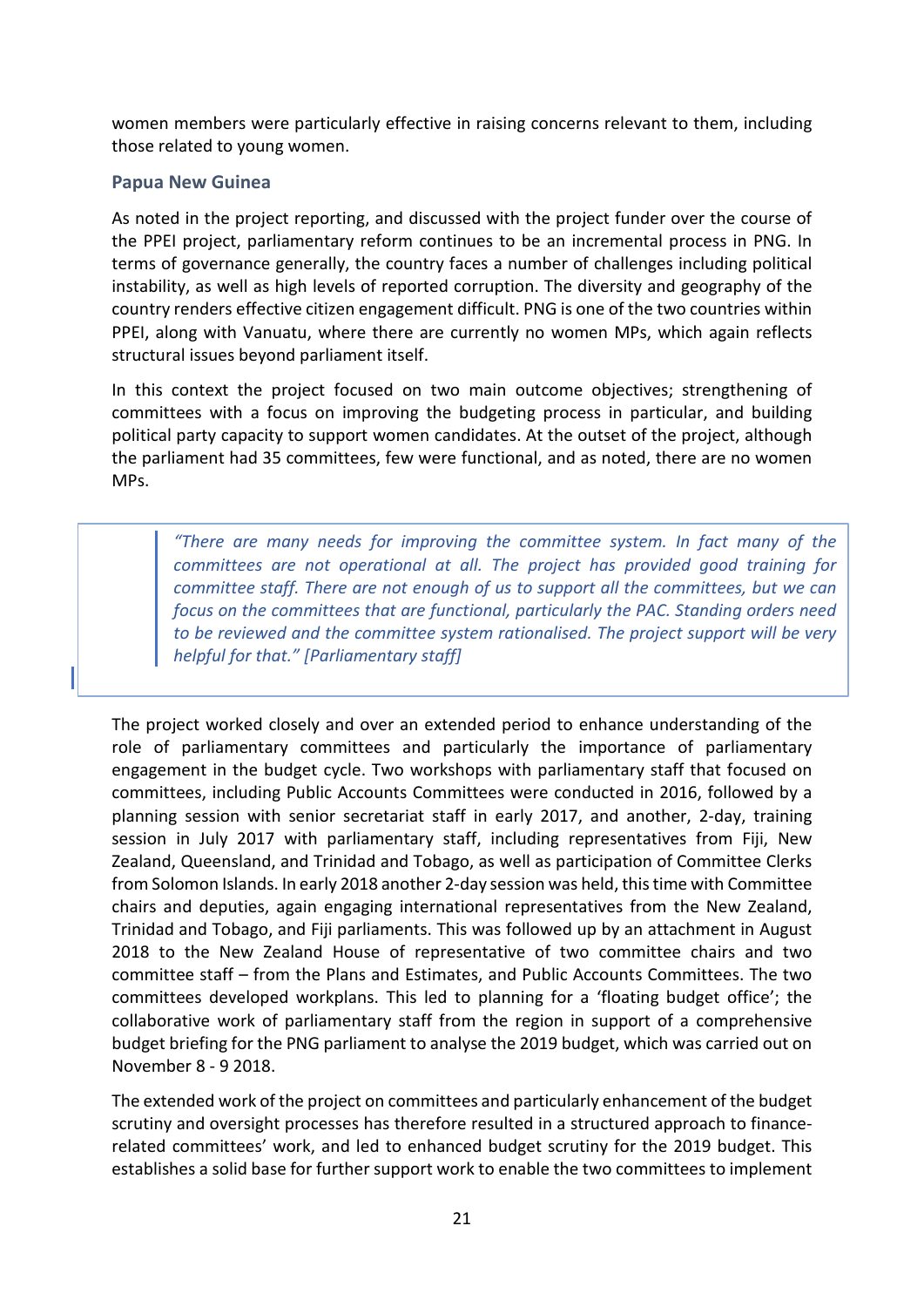women members were particularly effective in raising concerns relevant to them, including those related to young women.

### Papua New Guinea

As noted in the project reporting, and discussed with the project funder over the course of the PPEI project, parliamentary reform continues to be an incremental process in PNG. In terms of governance generally, the country faces a number of challenges including political instability, as well as high levels of reported corruption. The diversity and geography of the country renders effective citizen engagement difficult. PNG is one of the two countries within PPEI, along with Vanuatu, where there are currently no women MPs, which again reflects structural issues beyond parliament itself.

In this context the project focused on two main outcome objectives; strengthening of committees with a focus on improving the budgeting process in particular, and building political party capacity to support women candidates. At the outset of the project, although the parliament had 35 committees, few were functional, and as noted, there are no women MPs.

> *"There are many needs for improving the committee system. In fact many of the committees are not operational at all. The project has provided good training for committee staff. There are not enough of us to support all the committees, but we can focus on the committees that are functional, particularly the PAC. Standing orders need to be reviewed and the committee system rationalised. The project support will be very helpful for that." [Parliamentary staff]*

The project worked closely and over an extended period to enhance understanding of the role of parliamentary committees and particularly the importance of parliamentary engagement in the budget cycle. Two workshops with parliamentary staff that focused on committees, including Public Accounts Committees were conducted in 2016, followed by a planning session with senior secretariat staff in early 2017, and another, 2-day, training session in July 2017 with parliamentary staff, including representatives from Fiji, New Zealand, Queensland, and Trinidad and Tobago, as well as participation of Committee Clerks from Solomon Islands. In early 2018 another 2-day session was held, this time with Committee chairs and deputies, again engaging international representatives from the New Zealand, Trinidad and Tobago, and Fiji parliaments. This was followed up by an attachment in August 2018 to the New Zealand House of representative of two committee chairs and two committee staff – from the Plans and Estimates, and Public Accounts Committees. The two committees developed workplans. This led to planning for a 'floating budget office'; the collaborative work of parliamentary staff from the region in support of a comprehensive budget briefing for the PNG parliament to analyse the 2019 budget, which was carried out on November 8 - 9 2018.

The extended work of the project on committees and particularly enhancement of the budget scrutiny and oversight processes has therefore resulted in a structured approach to finance-related committees' work, and led to enhanced budget scrutiny for the 2019 budget. This establishes a solid base for further support work to enable the two committees to implement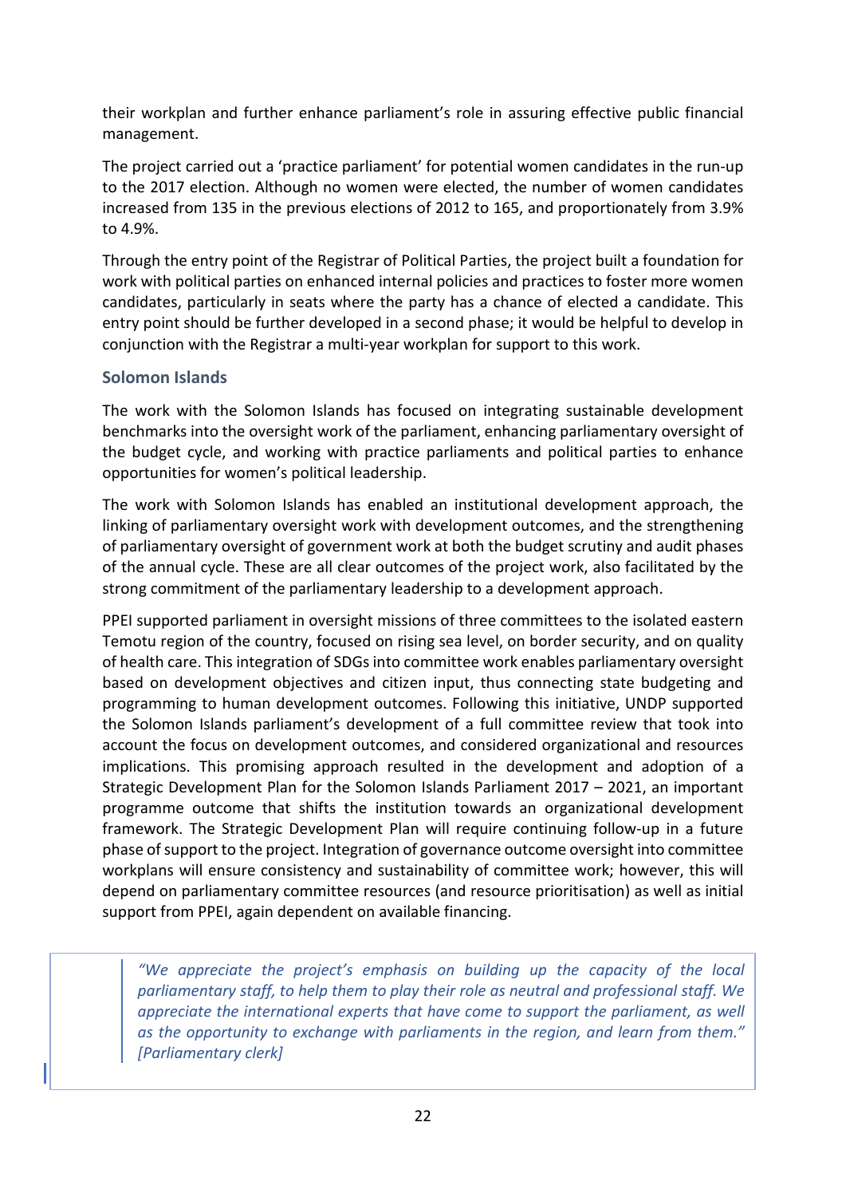their workplan and further enhance parliament's role in assuring effective public financial management.

The project carried out a 'practice parliament' for potential women candidates in the run-up to the 2017 election. Although no women were elected, the number of women candidates increased from 135 in the previous elections of 2012 to 165, and proportionately from 3.9% to 4.9%.

Through the entry point of the Registrar of Political Parties, the project built a foundation for work with political parties on enhanced internal policies and practices to foster more women candidates, particularly in seats where the party has a chance of elected a candidate. This entry point should be further developed in a second phase; it would be helpful to develop in conjunction with the Registrar a multi-year workplan for support to this work.

### Solomon Islands

The work with the Solomon Islands has focused on integrating sustainable development benchmarks into the oversight work of the parliament, enhancing parliamentary oversight of the budget cycle, and working with practice parliaments and political parties to enhance opportunities for women's political leadership.

The work with Solomon Islands has enabled an institutional development approach, the linking of parliamentary oversight work with development outcomes, and the strengthening of parliamentary oversight of government work at both the budget scrutiny and audit phases of the annual cycle. These are all clear outcomes of the project work, also facilitated by the strong commitment of the parliamentary leadership to a development approach.

PPEI supported parliament in oversight missions of three committees to the isolated eastern Temotu region of the country, focused on rising sea level, on border security, and on quality of health care. This integration of SDGs into committee work enables parliamentary oversight based on development objectives and citizen input, thus connecting state budgeting and programming to human development outcomes. Following this initiative, UNDP supported the Solomon Islands parliament's development of a full committee review that took into account the focus on development outcomes, and considered organizational and resources implications. This promising approach resulted in the development and adoption of a Strategic Development Plan for the Solomon Islands Parliament 2017 – 2021, an important programme outcome that shifts the institution towards an organizational development framework. The Strategic Development Plan will require continuing follow-up in a future phase of support to the project. Integration of governance outcome oversight into committee workplans will ensure consistency and sustainability of committee work; however, this will depend on parliamentary committee resources (and resource prioritisation) as well as initial support from PPEI, again dependent on available financing.

> *"We appreciate the project's emphasis on building up the capacity of the local parliamentary staff, to help them to play their role as neutral and professional staff. We appreciate the international experts that have come to support the parliament, as well as the opportunity to exchange with parliaments in the region, and learn from them." [Parliamentary clerk]*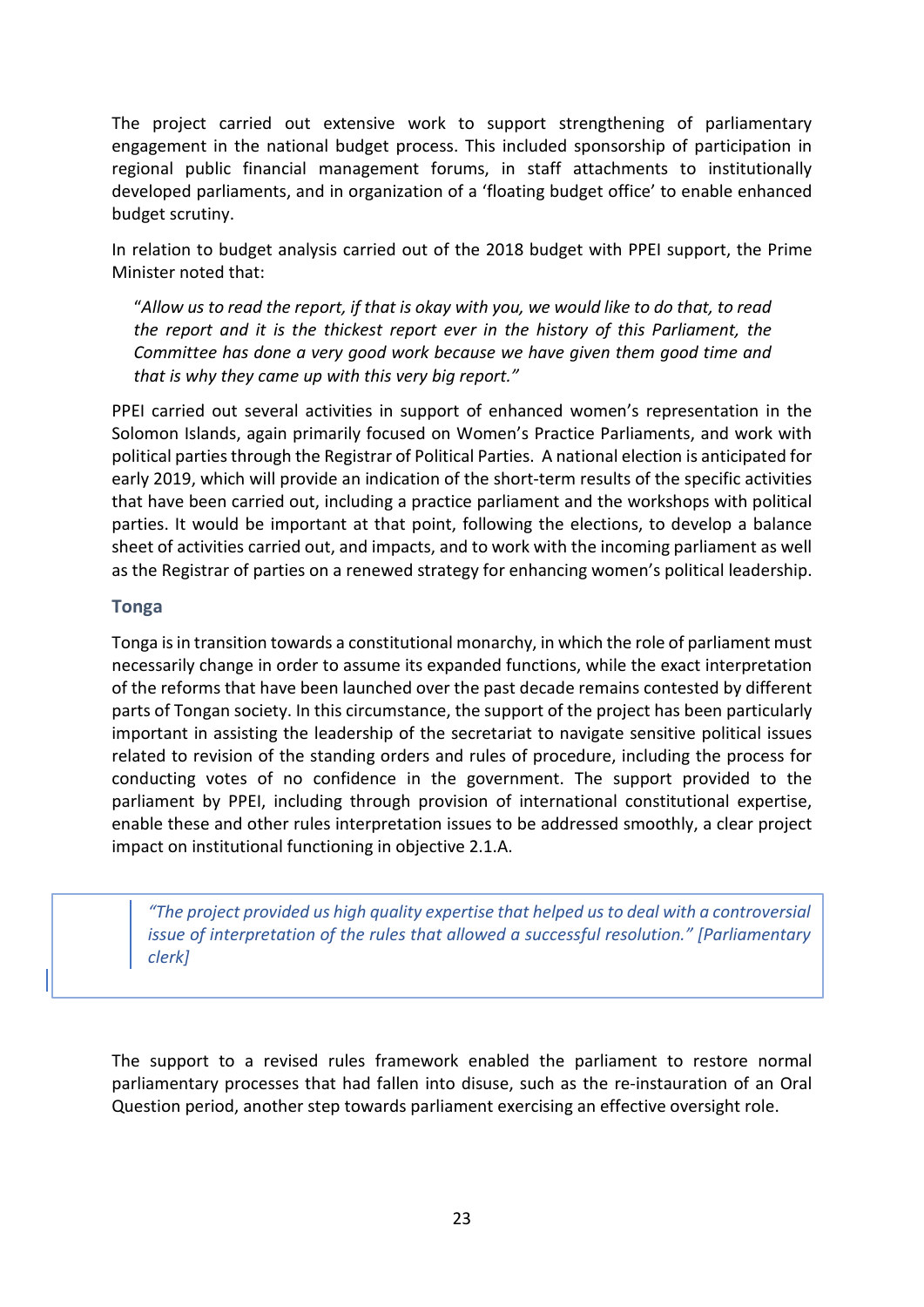The project carried out extensive work to support strengthening of parliamentary engagement in the national budget process. This included sponsorship of participation in regional public financial management forums, in staff attachments to institutionally developed parliaments, and in organization of a 'floating budget office' to enable enhanced budget scrutiny.

In relation to budget analysis carried out of the 2018 budget with PPEI support, the Prime Minister noted that:

> "*Allow us to read the report, if that is okay with you, we would like to do that, to read the report and it is the thickest report ever in the history of this Parliament, the Committee has done a very good work because we have given them good time and that is why they came up with this very big report."*

PPEI carried out several activities in support of enhanced women's representation in the Solomon Islands, again primarily focused on Women's Practice Parliaments, and work with political parties through the Registrar of Political Parties. A national election is anticipated for early 2019, which will provide an indication of the short-term results of the specific activities that have been carried out, including a practice parliament and the workshops with political parties. It would be important at that point, following the elections, to develop a balance sheet of activities carried out, and impacts, and to work with the incoming parliament as well as the Registrar of parties on a renewed strategy for enhancing women's political leadership.

### Tonga

Tonga is in transition towards a constitutional monarchy, in which the role of parliament must necessarily change in order to assume its expanded functions, while the exact interpretation of the reforms that have been launched over the past decade remains contested by different parts of Tongan society. In this circumstance, the support of the project has been particularly important in assisting the leadership of the secretariat to navigate sensitive political issues related to revision of the standing orders and rules of procedure, including the process for conducting votes of no confidence in the government. The support provided to the parliament by PPEI, including through provision of international constitutional expertise, enable these and other rules interpretation issues to be addressed smoothly, a clear project impact on institutional functioning in objective 2.1.A.

> *"The project provided us high quality expertise that helped us to deal with a controversial issue of interpretation of the rules that allowed a successful resolution." [Parliamentary clerk]*

The support to a revised rules framework enabled the parliament to restore normal parliamentary processes that had fallen into disuse, such as the re-instauration of an Oral Question period, another step towards parliament exercising an effective oversight role.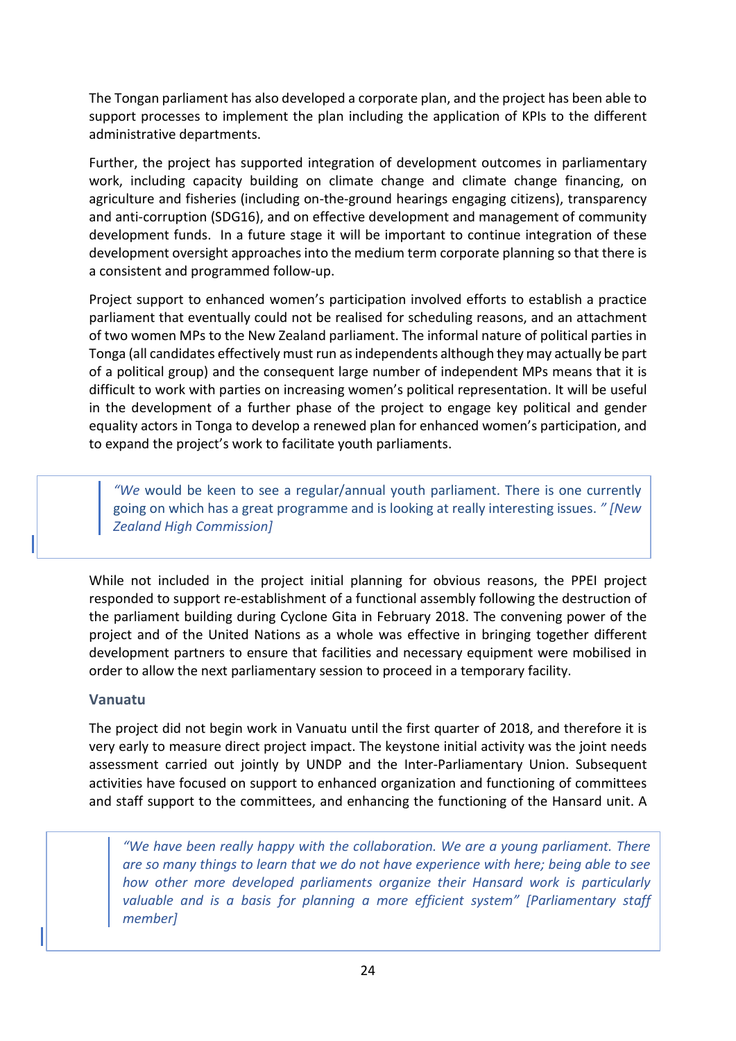The Tongan parliament has also developed a corporate plan, and the project has been able to support processes to implement the plan including the application of KPIs to the different administrative departments.

Further, the project has supported integration of development outcomes in parliamentary work, including capacity building on climate change and climate change financing, on agriculture and fisheries (including on-the-ground hearings engaging citizens), transparency and anti-corruption (SDG16), and on effective development and management of community development funds. In a future stage it will be important to continue integration of these development oversight approaches into the medium term corporate planning so that there is a consistent and programmed follow-up.

Project support to enhanced women's participation involved efforts to establish a practice parliament that eventually could not be realised for scheduling reasons, and an attachment of two women MPs to the New Zealand parliament. The informal nature of political parties in Tonga (all candidates effectively must run as independents although they may actually be part of a political group) and the consequent large number of independent MPs means that it is difficult to work with parties on increasing women's political representation. It will be useful in the development of a further phase of the project to engage key political and gender equality actors in Tonga to develop a renewed plan for enhanced women's participation, and to expand the project's work to facilitate youth parliaments.

> *"We* would be keen to see a regular/annual youth parliament. There is one currently going on which has a great programme and is looking at really interesting issues. *" [New Zealand High Commission]*

While not included in the project initial planning for obvious reasons, the PPEI project responded to support re-establishment of a functional assembly following the destruction of the parliament building during Cyclone Gita in February 2018. The convening power of the project and of the United Nations as a whole was effective in bringing together different development partners to ensure that facilities and necessary equipment were mobilised in order to allow the next parliamentary session to proceed in a temporary facility.

### Vanuatu

The project did not begin work in Vanuatu until the first quarter of 2018, and therefore it is very early to measure direct project impact. The keystone initial activity was the joint needs assessment carried out jointly by UNDP and the Inter-Parliamentary Union. Subsequent activities have focused on support to enhanced organization and functioning of committees and staff support to the committees, and enhancing the functioning of the Hansard unit. A

> *"We have been really happy with the collaboration. We are a young parliament. There are so many things to learn that we do not have experience with here; being able to see how other more developed parliaments organize their Hansard work is particularly valuable and is a basis for planning a more efficient system" [Parliamentary staff member]*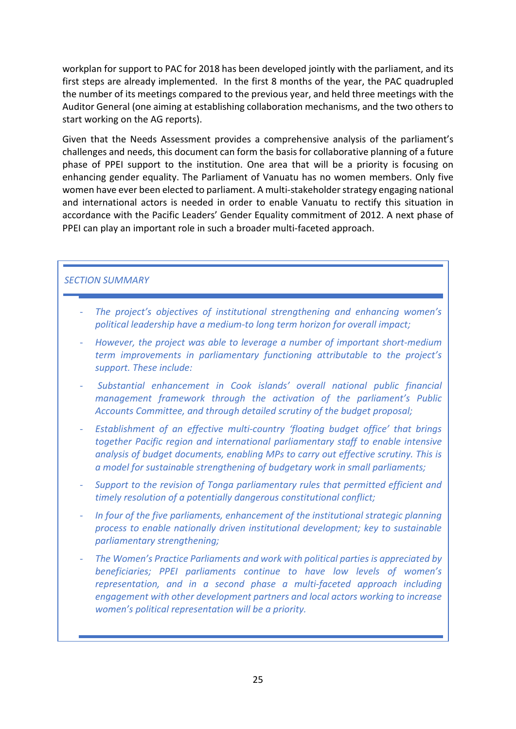workplan for support to PAC for 2018 has been developed jointly with the parliament, and its first steps are already implemented. In the first 8 months of the year, the PAC quadrupled the number of its meetings compared to the previous year, and held three meetings with the Auditor General (one aiming at establishing collaboration mechanisms, and the two others to start working on the AG reports).

Given that the Needs Assessment provides a comprehensive analysis of the parliament's challenges and needs, this document can form the basis for collaborative planning of a future phase of PPEI support to the institution. One area that will be a priority is focusing on enhancing gender equality. The Parliament of Vanuatu has no women members. Only five women have ever been elected to parliament. A multi-stakeholder strategy engaging national and international actors is needed in order to enable Vanuatu to rectify this situation in accordance with the Pacific Leaders' Gender Equality commitment of 2012. A next phase of PPEI can play an important role in such a broader multi-faceted approach.

*SECTION SUMMARY*

- *The project's objectives of institutional strengthening and enhancing women's political leadership have a medium-to long term horizon for overall impact;*
- *However, the project was able to leverage a number of important short-medium term improvements in parliamentary functioning attributable to the project's support. These include:*
- *Substantial enhancement in Cook islands' overall national public financial management framework through the activation of the parliament's Public Accounts Committee, and through detailed scrutiny of the budget proposal;*
- *Establishment of an effective multi-country 'floating budget office' that brings together Pacific region and international parliamentary staff to enable intensive analysis of budget documents, enabling MPs to carry out effective scrutiny. This is a model for sustainable strengthening of budgetary work in small parliaments;*
- *Support to the revision of Tonga parliamentary rules that permitted efficient and timely resolution of a potentially dangerous constitutional conflict;*
- *In four of the five parliaments, enhancement of the institutional strategic planning process to enable nationally driven institutional development; key to sustainable parliamentary strengthening;*
- *The Women's Practice Parliaments and work with political parties is appreciated by beneficiaries; PPEI parliaments continue to have low levels of women's representation, and in a second phase a multi-faceted approach including engagement with other development partners and local actors working to increase women's political representation will be a priority.*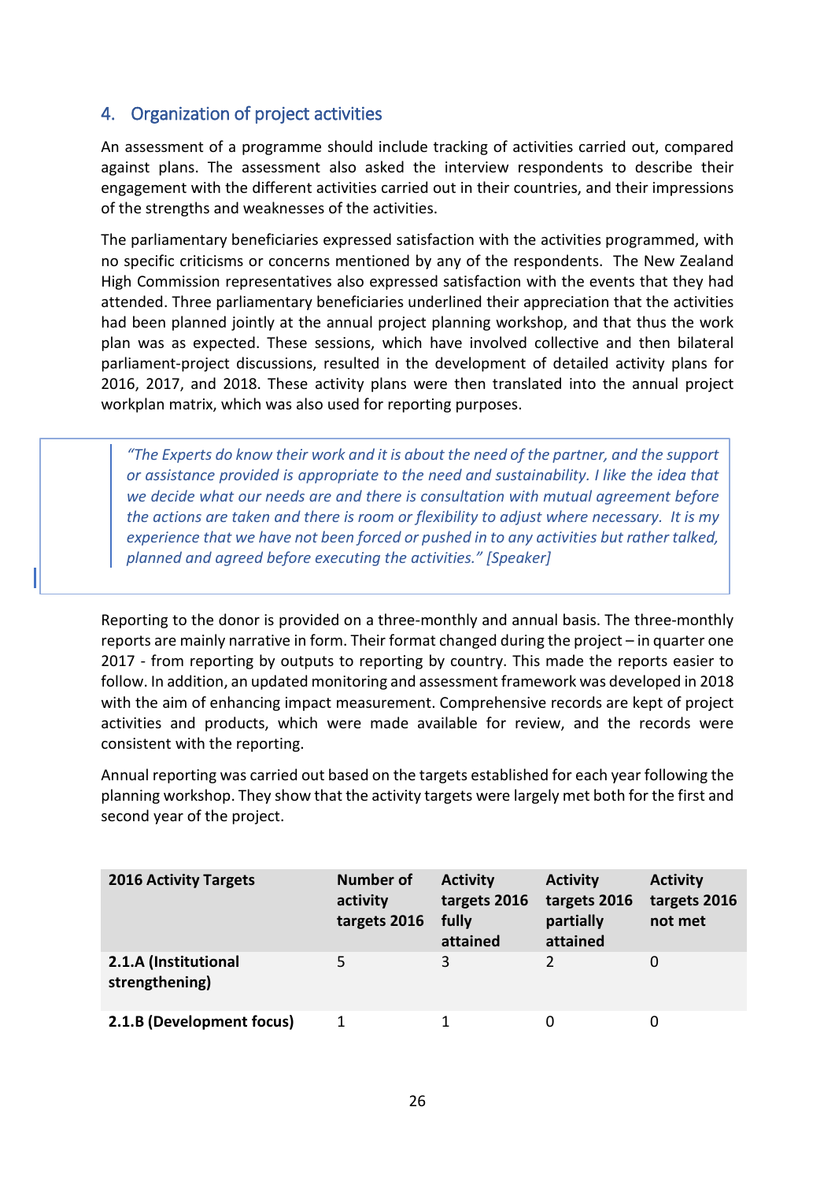## 4. Organization of project activities

An assessment of a programme should include tracking of activities carried out, compared against plans. The assessment also asked the interview respondents to describe their engagement with the different activities carried out in their countries, and their impressions of the strengths and weaknesses of the activities.

The parliamentary beneficiaries expressed satisfaction with the activities programmed, with no specific criticisms or concerns mentioned by any of the respondents. The New Zealand High Commission representatives also expressed satisfaction with the events that they had attended. Three parliamentary beneficiaries underlined their appreciation that the activities had been planned jointly at the annual project planning workshop, and that thus the work plan was as expected. These sessions, which have involved collective and then bilateral parliament-project discussions, resulted in the development of detailed activity plans for 2016, 2017, and 2018. These activity plans were then translated into the annual project workplan matrix, which was also used for reporting purposes.

> *"The Experts do know their work and it is about the need of the partner, and the support or assistance provided is appropriate to the need and sustainability. I like the idea that we decide what our needs are and there is consultation with mutual agreement before the actions are taken and there is room or flexibility to adjust where necessary. It is my experience that we have not been forced or pushed in to any activities but rather talked, planned and agreed before executing the activities." [Speaker]*

Reporting to the donor is provided on a three-monthly and annual basis. The three-monthly reports are mainly narrative in form. Their format changed during the project – in quarter one 2017 - from reporting by outputs to reporting by country. This made the reports easier to follow. In addition, an updated monitoring and assessment framework was developed in 2018 with the aim of enhancing impact measurement. Comprehensive records are kept of project activities and products, which were made available for review, and the records were consistent with the reporting.

Annual reporting was carried out based on the targets established for each year following the planning workshop. They show that the activity targets were largely met both for the first and second year of the project.

| 2016 Activity Targets | Number of activity targets 2016 | Activity targets 2016 fully attained | Activity targets 2016 partially attained | Activity targets 2016 not met |
|---|---|---|---|---|
| **2.1.A (Institutional strengthening)** | 5 | 3 | 2 | 0 |
| **2.1.B (Development focus)** | 1 | 1 | 0 | 0 |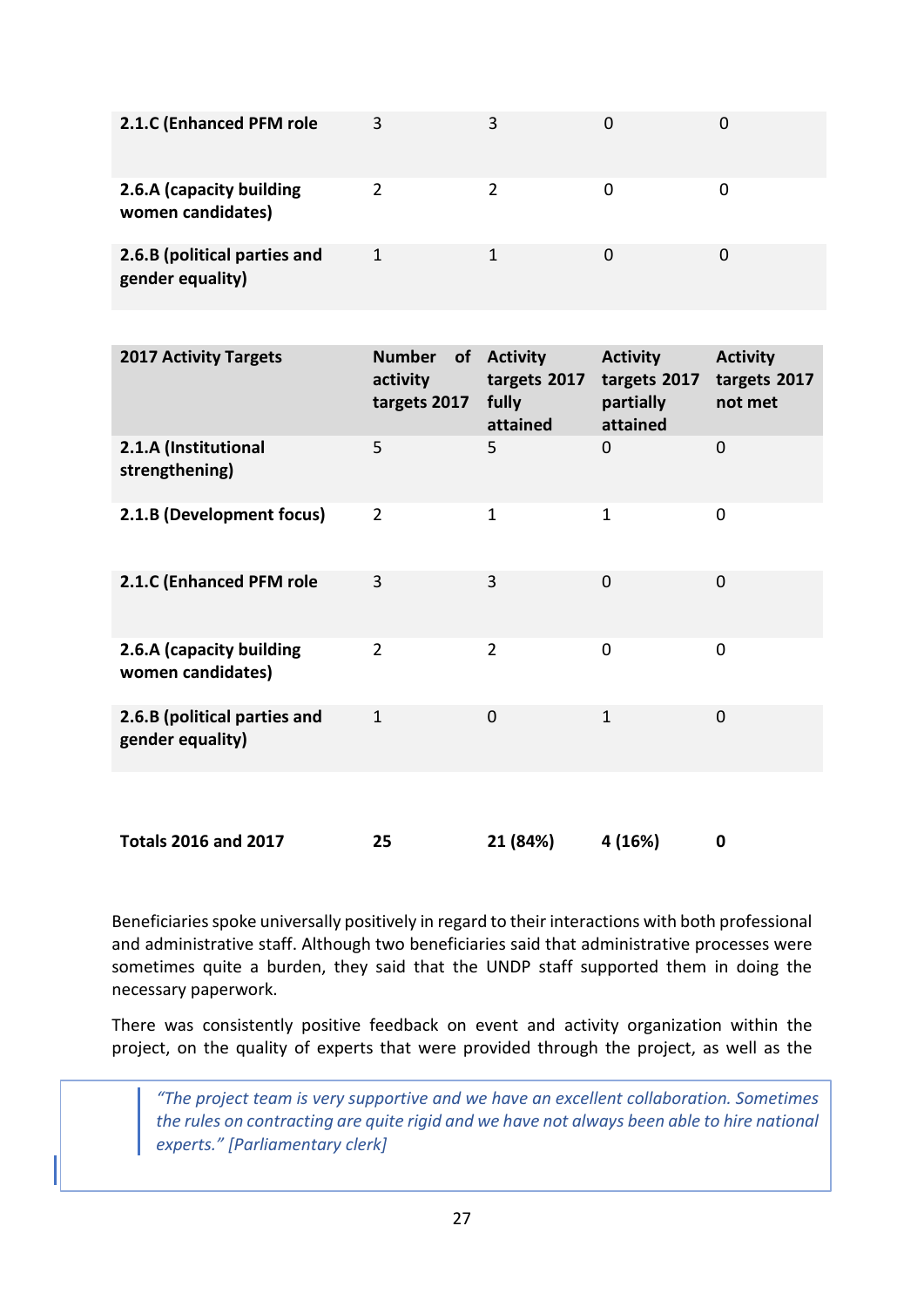| | | | | |
|---|---|---|---|---|
| **2.1.C (Enhanced PFM role** | 3 | 3 | 0 | 0 |
| **2.6.A (capacity building women candidates)** | 2 | 2 | 0 | 0 |
| **2.6.B (political parties and gender equality)** | 1 | 1 | 0 | 0 |

| 2017 Activity Targets | Number of activity targets 2017 | Activity targets 2017 fully attained | Activity targets 2017 partially attained | Activity targets 2017 not met |
|---|---|---|---|---|
| **2.1.A (Institutional strengthening)** | 5 | 5 | 0 | 0 |
| **2.1.B (Development focus)** | 2 | 1 | 1 | 0 |
| **2.1.C (Enhanced PFM role** | 3 | 3 | 0 | 0 |
| **2.6.A (capacity building women candidates)** | 2 | 2 | 0 | 0 |
| **2.6.B (political parties and gender equality)** | 1 | 0 | 1 | 0 |
| | | | | |
| **Totals 2016 and 2017** | **25** | **21 (84%)** | **4 (16%)** | **0** |

Beneficiaries spoke universally positively in regard to their interactions with both professional and administrative staff. Although two beneficiaries said that administrative processes were sometimes quite a burden, they said that the UNDP staff supported them in doing the necessary paperwork.

There was consistently positive feedback on event and activity organization within the project, on the quality of experts that were provided through the project, as well as the

> *"The project team is very supportive and we have an excellent collaboration. Sometimes the rules on contracting are quite rigid and we have not always been able to hire national experts." [Parliamentary clerk]*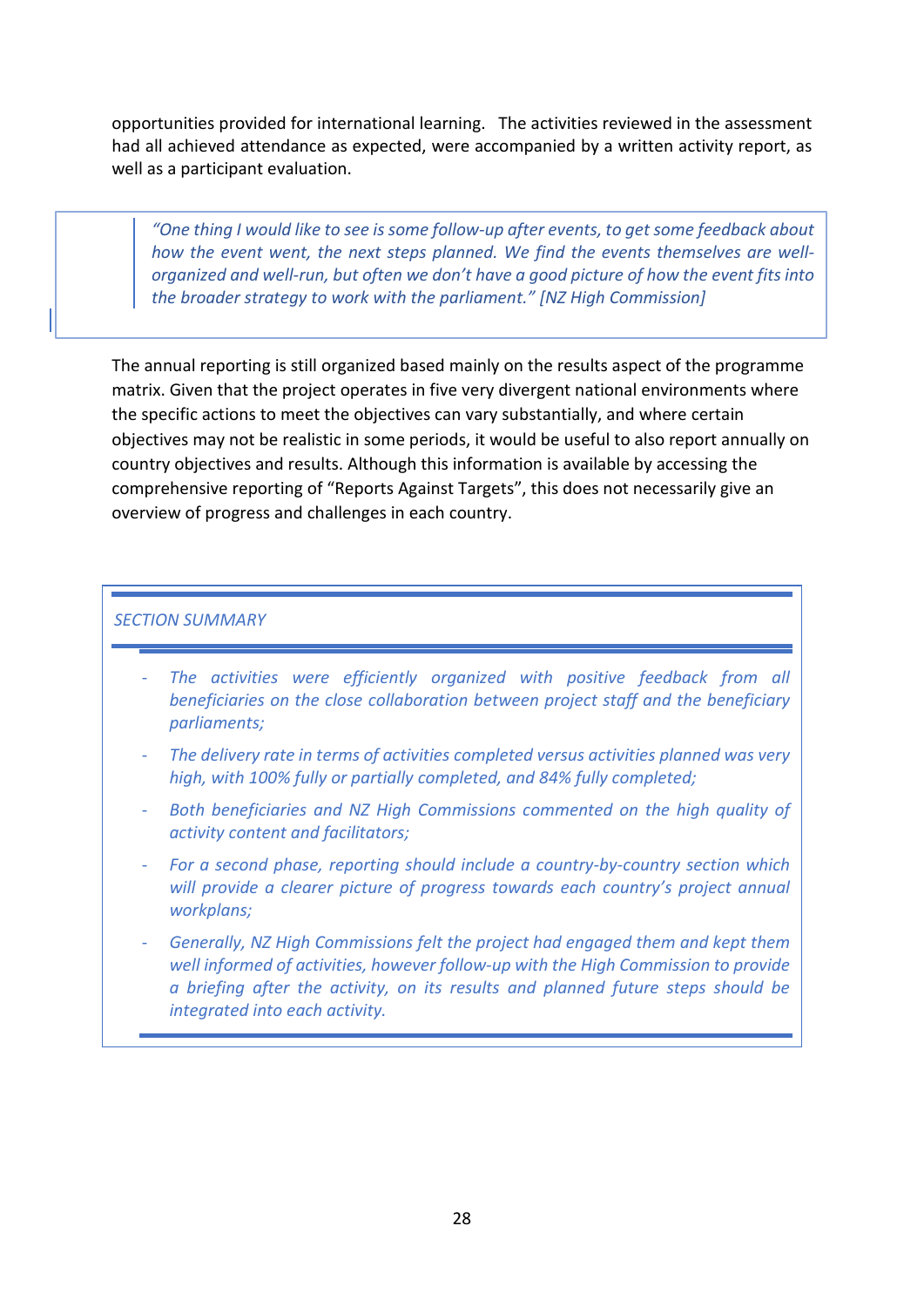opportunities provided for international learning. The activities reviewed in the assessment had all achieved attendance as expected, were accompanied by a written activity report, as well as a participant evaluation.

> *"One thing I would like to see is some follow-up after events, to get some feedback about how the event went, the next steps planned. We find the events themselves are well-organized and well-run, but often we don't have a good picture of how the event fits into the broader strategy to work with the parliament." [NZ High Commission]*

The annual reporting is still organized based mainly on the results aspect of the programme matrix. Given that the project operates in five very divergent national environments where the specific actions to meet the objectives can vary substantially, and where certain objectives may not be realistic in some periods, it would be useful to also report annually on country objectives and results. Although this information is available by accessing the comprehensive reporting of "Reports Against Targets", this does not necessarily give an overview of progress and challenges in each country.

*SECTION SUMMARY*

- *The activities were efficiently organized with positive feedback from all beneficiaries on the close collaboration between project staff and the beneficiary parliaments;*
- *The delivery rate in terms of activities completed versus activities planned was very high, with 100% fully or partially completed, and 84% fully completed;*
- *Both beneficiaries and NZ High Commissions commented on the high quality of activity content and facilitators;*
- *For a second phase, reporting should include a country-by-country section which will provide a clearer picture of progress towards each country's project annual workplans;*
- *Generally, NZ High Commissions felt the project had engaged them and kept them well informed of activities, however follow-up with the High Commission to provide a briefing after the activity, on its results and planned future steps should be integrated into each activity.*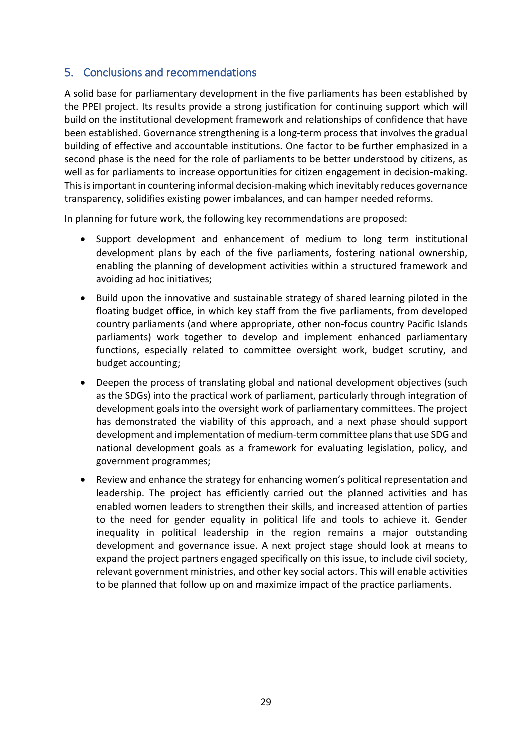## 5. Conclusions and recommendations

A solid base for parliamentary development in the five parliaments has been established by the PPEI project. Its results provide a strong justification for continuing support which will build on the institutional development framework and relationships of confidence that have been established. Governance strengthening is a long-term process that involves the gradual building of effective and accountable institutions. One factor to be further emphasized in a second phase is the need for the role of parliaments to be better understood by citizens, as well as for parliaments to increase opportunities for citizen engagement in decision-making. This is important in countering informal decision-making which inevitably reduces governance transparency, solidifies existing power imbalances, and can hamper needed reforms.

In planning for future work, the following key recommendations are proposed:

- Support development and enhancement of medium to long term institutional development plans by each of the five parliaments, fostering national ownership, enabling the planning of development activities within a structured framework and avoiding ad hoc initiatives;
- Build upon the innovative and sustainable strategy of shared learning piloted in the floating budget office, in which key staff from the five parliaments, from developed country parliaments (and where appropriate, other non-focus country Pacific Islands parliaments) work together to develop and implement enhanced parliamentary functions, especially related to committee oversight work, budget scrutiny, and budget accounting;
- Deepen the process of translating global and national development objectives (such as the SDGs) into the practical work of parliament, particularly through integration of development goals into the oversight work of parliamentary committees. The project has demonstrated the viability of this approach, and a next phase should support development and implementation of medium-term committee plans that use SDG and national development goals as a framework for evaluating legislation, policy, and government programmes;
- Review and enhance the strategy for enhancing women's political representation and leadership. The project has efficiently carried out the planned activities and has enabled women leaders to strengthen their skills, and increased attention of parties to the need for gender equality in political life and tools to achieve it. Gender inequality in political leadership in the region remains a major outstanding development and governance issue. A next project stage should look at means to expand the project partners engaged specifically on this issue, to include civil society, relevant government ministries, and other key social actors. This will enable activities to be planned that follow up on and maximize impact of the practice parliaments.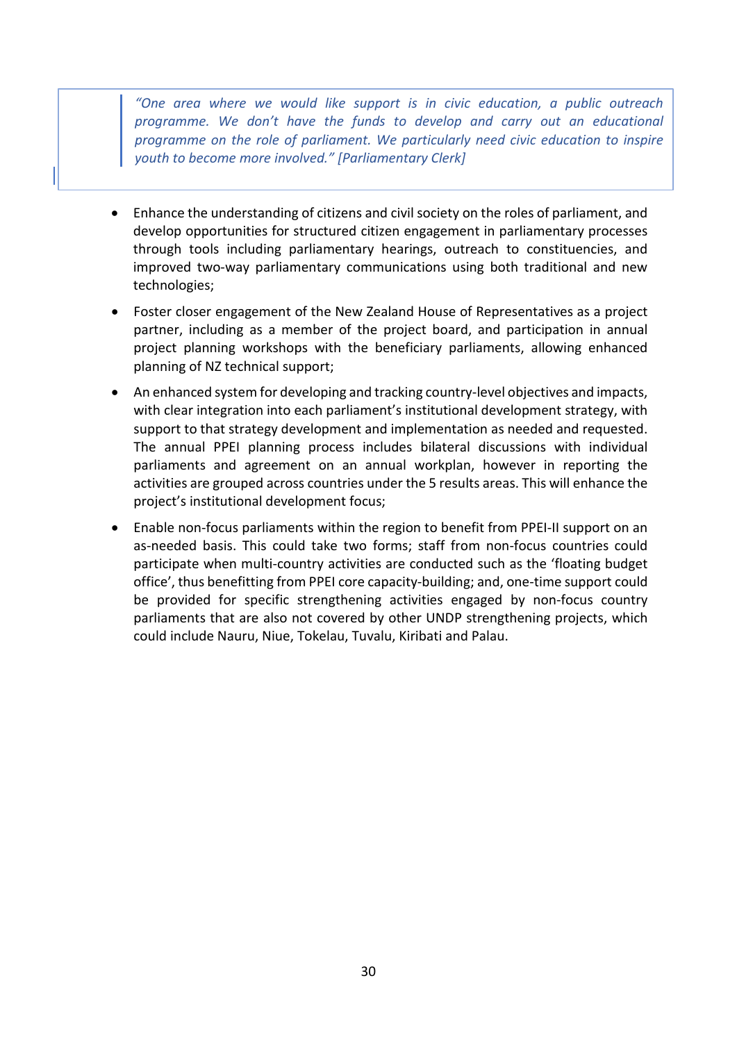> *“One area where we would like support is in civic education, a public outreach programme. We don’t have the funds to develop and carry out an educational programme on the role of parliament. We particularly need civic education to inspire youth to become more involved.” [Parliamentary Clerk]*

- Enhance the understanding of citizens and civil society on the roles of parliament, and develop opportunities for structured citizen engagement in parliamentary processes through tools including parliamentary hearings, outreach to constituencies, and improved two-way parliamentary communications using both traditional and new technologies;
- Foster closer engagement of the New Zealand House of Representatives as a project partner, including as a member of the project board, and participation in annual project planning workshops with the beneficiary parliaments, allowing enhanced planning of NZ technical support;
- An enhanced system for developing and tracking country-level objectives and impacts, with clear integration into each parliament’s institutional development strategy, with support to that strategy development and implementation as needed and requested. The annual PPEI planning process includes bilateral discussions with individual parliaments and agreement on an annual workplan, however in reporting the activities are grouped across countries under the 5 results areas. This will enhance the project’s institutional development focus;
- Enable non-focus parliaments within the region to benefit from PPEI-II support on an as-needed basis. This could take two forms; staff from non-focus countries could participate when multi-country activities are conducted such as the ‘floating budget office’, thus benefitting from PPEI core capacity-building; and, one-time support could be provided for specific strengthening activities engaged by non-focus country parliaments that are also not covered by other UNDP strengthening projects, which could include Nauru, Niue, Tokelau, Tuvalu, Kiribati and Palau.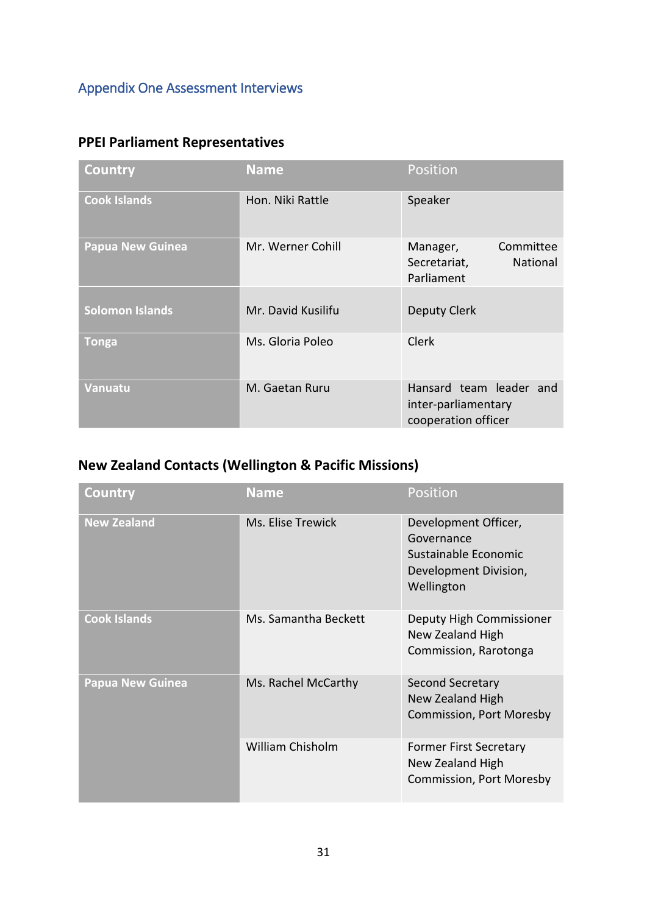## Appendix One Assessment Interviews

### PPEI Parliament Representatives

| Country | Name | Position |
| --- | --- | --- |
| Cook Islands | Hon. Niki Rattle | Speaker |
| Papua New Guinea | Mr. Werner Cohill | Manager, Committee Secretariat, National Parliament |
| Solomon Islands | Mr. David Kusilifu | Deputy Clerk |
| Tonga | Ms. Gloria Poleo | Clerk |
| Vanuatu | M. Gaetan Ruru | Hansard team leader and inter-parliamentary cooperation officer |

### New Zealand Contacts (Wellington & Pacific Missions)

| Country | Name | Position |
| --- | --- | --- |
| New Zealand | Ms. Elise Trewick | Development Officer, Governance Sustainable Economic Development Division, Wellington |
| Cook Islands | Ms. Samantha Beckett | Deputy High Commissioner New Zealand High Commission, Rarotonga |
| Papua New Guinea | Ms. Rachel McCarthy | Second Secretary New Zealand High Commission, Port Moresby |
| | William Chisholm | Former First Secretary New Zealand High Commission, Port Moresby |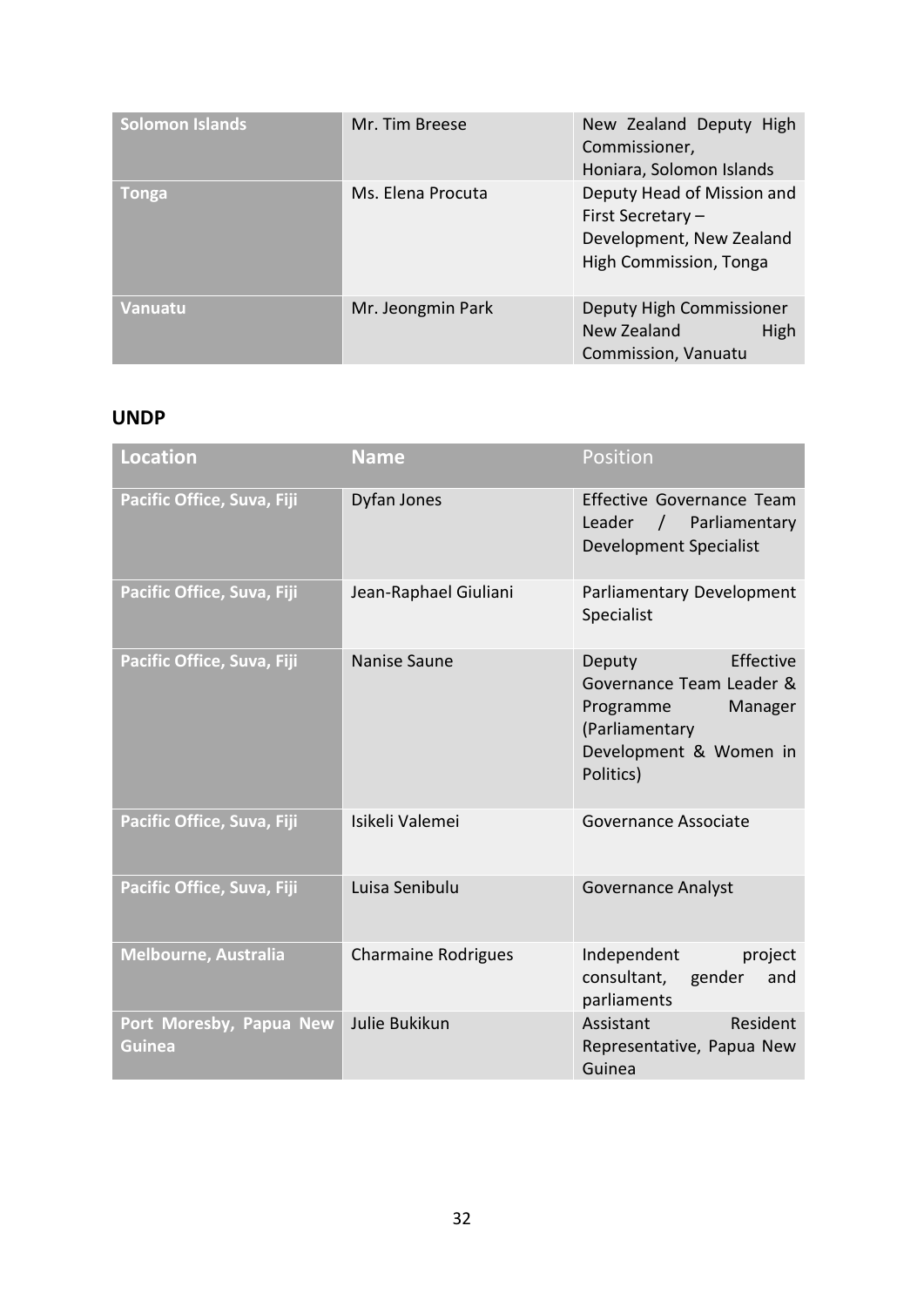| Solomon Islands | Mr. Tim Breese | New Zealand Deputy High Commissioner, Honiara, Solomon Islands |
|---|---|---|
| Tonga | Ms. Elena Procuta | Deputy Head of Mission and First Secretary – Development, New Zealand High Commission, Tonga |
| Vanuatu | Mr. Jeongmin Park | Deputy High Commissioner New Zealand High Commission, Vanuatu |

## UNDP

| Location | Name | Position |
|---|---|---|
| Pacific Office, Suva, Fiji | Dyfan Jones | Effective Governance Team Leader / Parliamentary Development Specialist |
| Pacific Office, Suva, Fiji | Jean-Raphael Giuliani | Parliamentary Development Specialist |
| Pacific Office, Suva, Fiji | Nanise Saune | Deputy Effective Governance Team Leader & Programme Manager (Parliamentary Development & Women in Politics) |
| Pacific Office, Suva, Fiji | Isikeli Valemei | Governance Associate |
| Pacific Office, Suva, Fiji | Luisa Senibulu | Governance Analyst |
| Melbourne, Australia | Charmaine Rodrigues | Independent project consultant, gender and parliaments |
| Port Moresby, Papua New Guinea | Julie Bukikun | Assistant Resident Representative, Papua New Guinea |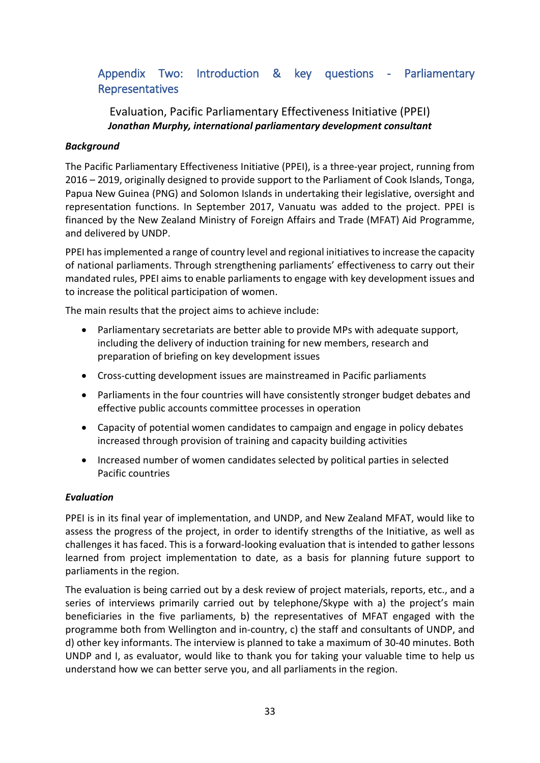## Appendix Two: Introduction & key questions - Parliamentary Representatives

Evaluation, Pacific Parliamentary Effectiveness Initiative (PPEI)

***Jonathan Murphy, international parliamentary development consultant***

***Background***

The Pacific Parliamentary Effectiveness Initiative (PPEI), is a three-year project, running from 2016 – 2019, originally designed to provide support to the Parliament of Cook Islands, Tonga, Papua New Guinea (PNG) and Solomon Islands in undertaking their legislative, oversight and representation functions. In September 2017, Vanuatu was added to the project. PPEI is financed by the New Zealand Ministry of Foreign Affairs and Trade (MFAT) Aid Programme, and delivered by UNDP.

PPEI has implemented a range of country level and regional initiatives to increase the capacity of national parliaments. Through strengthening parliaments' effectiveness to carry out their mandated rules, PPEI aims to enable parliaments to engage with key development issues and to increase the political participation of women.

The main results that the project aims to achieve include:

- Parliamentary secretariats are better able to provide MPs with adequate support, including the delivery of induction training for new members, research and preparation of briefing on key development issues
- Cross-cutting development issues are mainstreamed in Pacific parliaments
- Parliaments in the four countries will have consistently stronger budget debates and effective public accounts committee processes in operation
- Capacity of potential women candidates to campaign and engage in policy debates increased through provision of training and capacity building activities
- Increased number of women candidates selected by political parties in selected Pacific countries

***Evaluation***

PPEI is in its final year of implementation, and UNDP, and New Zealand MFAT, would like to assess the progress of the project, in order to identify strengths of the Initiative, as well as challenges it has faced. This is a forward-looking evaluation that is intended to gather lessons learned from project implementation to date, as a basis for planning future support to parliaments in the region.

The evaluation is being carried out by a desk review of project materials, reports, etc., and a series of interviews primarily carried out by telephone/Skype with a) the project's main beneficiaries in the five parliaments, b) the representatives of MFAT engaged with the programme both from Wellington and in-country, c) the staff and consultants of UNDP, and d) other key informants. The interview is planned to take a maximum of 30-40 minutes. Both UNDP and I, as evaluator, would like to thank you for taking your valuable time to help us understand how we can better serve you, and all parliaments in the region.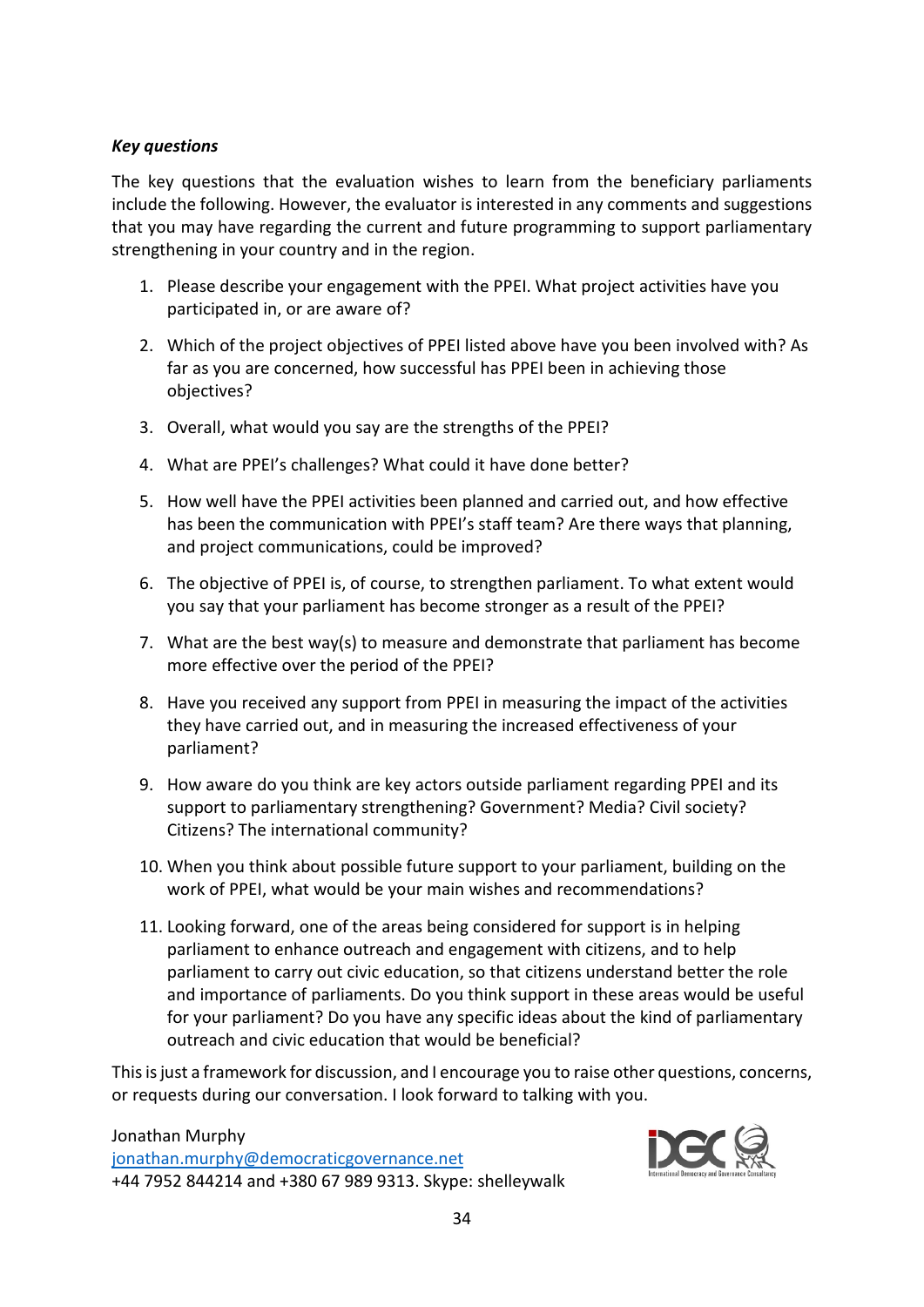***Key questions***

The key questions that the evaluation wishes to learn from the beneficiary parliaments include the following. However, the evaluator is interested in any comments and suggestions that you may have regarding the current and future programming to support parliamentary strengthening in your country and in the region.

1. Please describe your engagement with the PPEI. What project activities have you participated in, or are aware of?
2. Which of the project objectives of PPEI listed above have you been involved with? As far as you are concerned, how successful has PPEI been in achieving those objectives?
3. Overall, what would you say are the strengths of the PPEI?
4. What are PPEI's challenges? What could it have done better?
5. How well have the PPEI activities been planned and carried out, and how effective has been the communication with PPEI's staff team? Are there ways that planning, and project communications, could be improved?
6. The objective of PPEI is, of course, to strengthen parliament. To what extent would you say that your parliament has become stronger as a result of the PPEI?
7. What are the best way(s) to measure and demonstrate that parliament has become more effective over the period of the PPEI?
8. Have you received any support from PPEI in measuring the impact of the activities they have carried out, and in measuring the increased effectiveness of your parliament?
9. How aware do you think are key actors outside parliament regarding PPEI and its support to parliamentary strengthening? Government? Media? Civil society? Citizens? The international community?
10. When you think about possible future support to your parliament, building on the work of PPEI, what would be your main wishes and recommendations?
11. Looking forward, one of the areas being considered for support is in helping parliament to enhance outreach and engagement with citizens, and to help parliament to carry out civic education, so that citizens understand better the role and importance of parliaments. Do you think support in these areas would be useful for your parliament? Do you have any specific ideas about the kind of parliamentary outreach and civic education that would be beneficial?

This is just a framework for discussion, and I encourage you to raise other questions, concerns, or requests during our conversation. I look forward to talking with you.

Jonathan Murphy
jonathan.murphy@democraticgovernance.net
+44 7952 844214 and +380 67 989 9313. Skype: shelleywalk